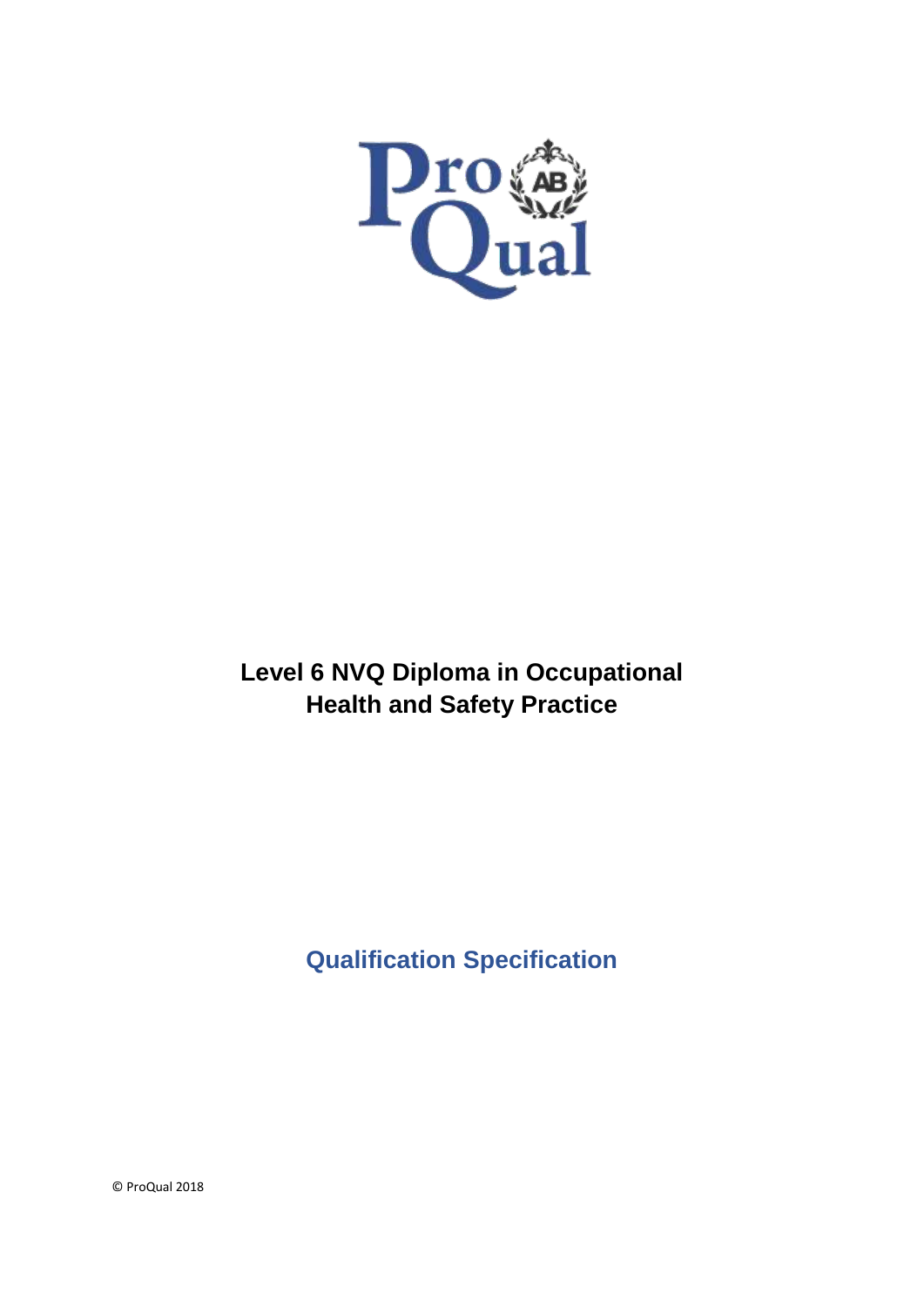# Level 6 NVQ Diploma in Occupational Health and Safety Practice

## Qualification Specification

© ProQual 2018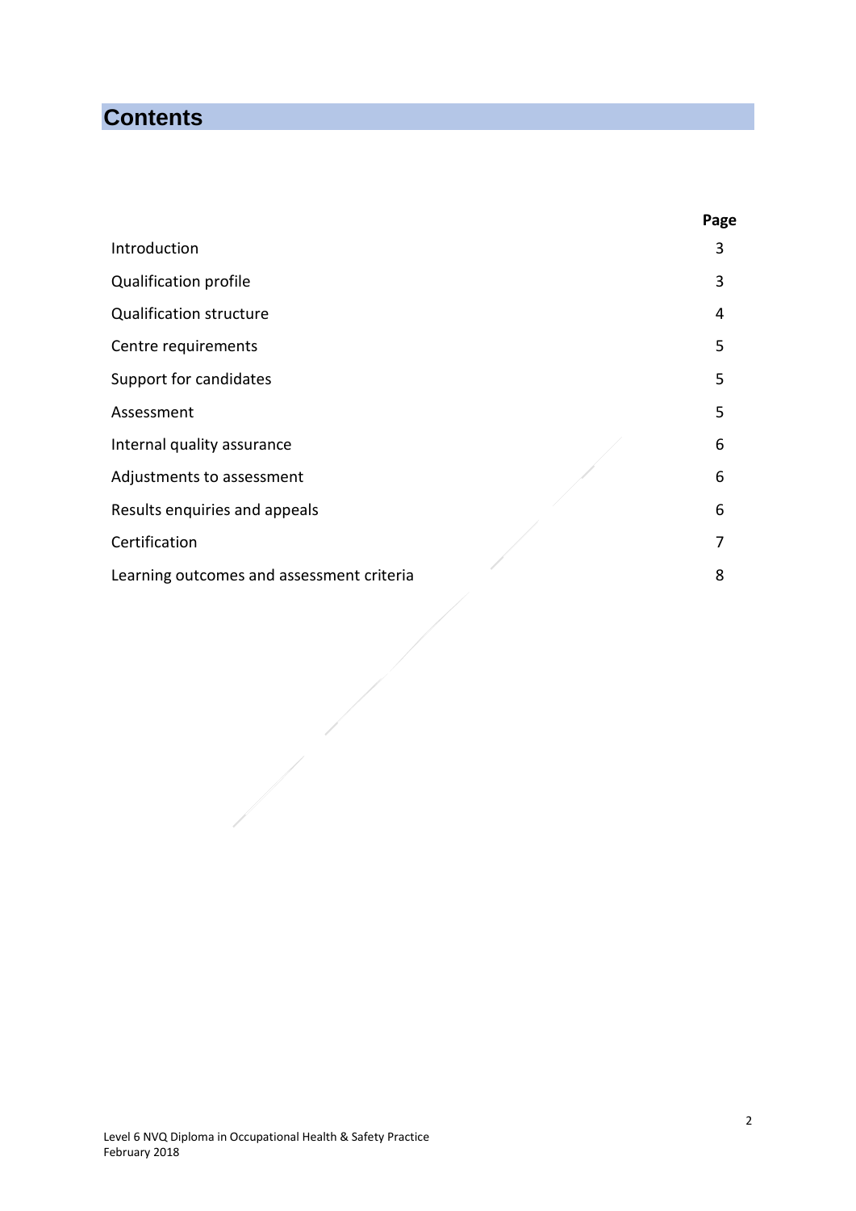# Contents

| | Page |
|---|---|
| Introduction | 3 |
| Qualification profile | 3 |
| Qualification structure | 4 |
| Centre requirements | 5 |
| Support for candidates | 5 |
| Assessment | 5 |
| Internal quality assurance | 6 |
| Adjustments to assessment | 6 |
| Results enquiries and appeals | 6 |
| Certification | 7 |
| Learning outcomes and assessment criteria | 8 |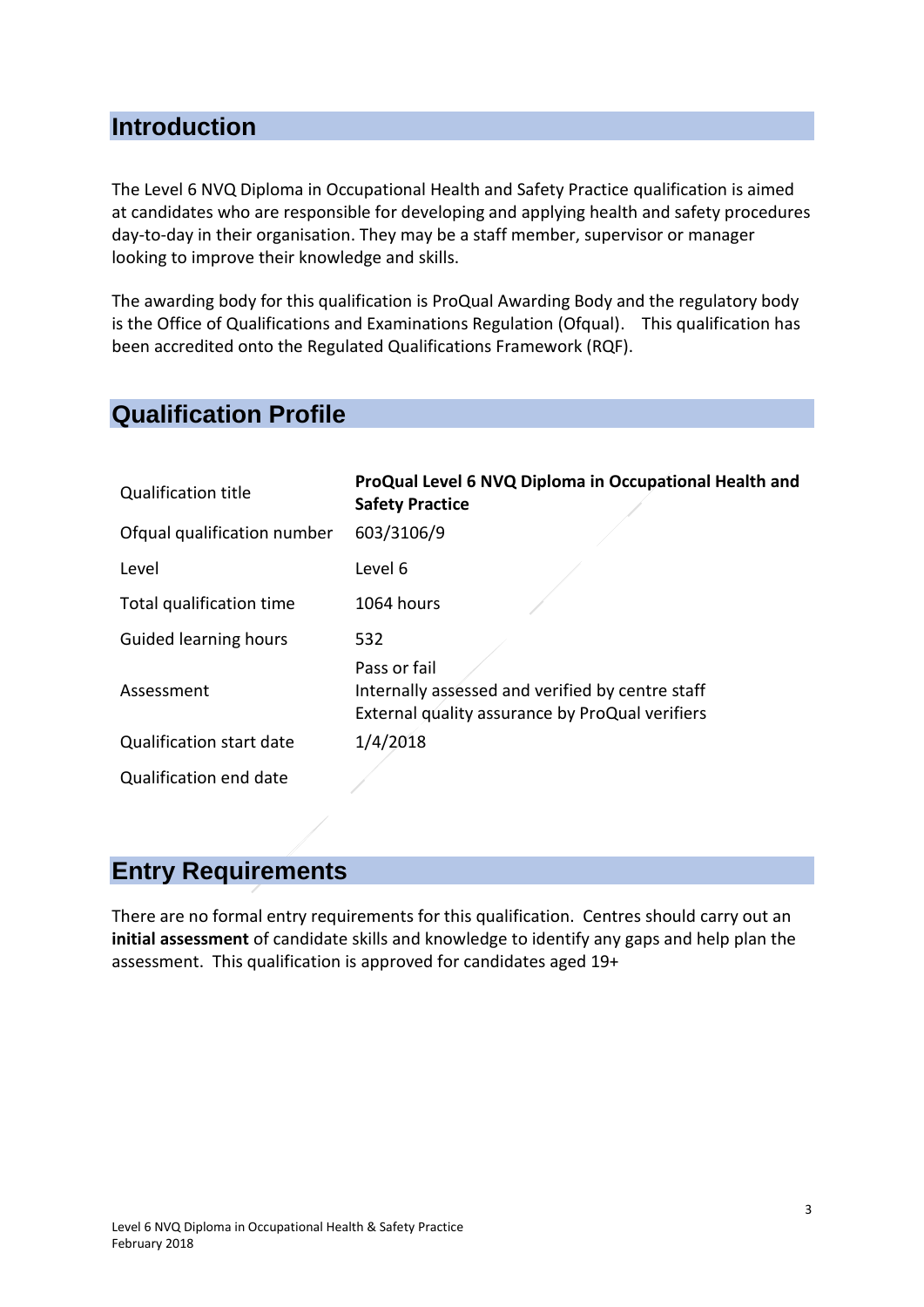## Introduction

The Level 6 NVQ Diploma in Occupational Health and Safety Practice qualification is aimed at candidates who are responsible for developing and applying health and safety procedures day-to-day in their organisation. They may be a staff member, supervisor or manager looking to improve their knowledge and skills.

The awarding body for this qualification is ProQual Awarding Body and the regulatory body is the Office of Qualifications and Examinations Regulation (Ofqual). This qualification has been accredited onto the Regulated Qualifications Framework (RQF).

## Qualification Profile

| | |
|---|---|
| Qualification title | **ProQual Level 6 NVQ Diploma in Occupational Health and Safety Practice** |
| Ofqual qualification number | 603/3106/9 |
| Level | Level 6 |
| Total qualification time | 1064 hours |
| Guided learning hours | 532 |
| Assessment | Pass or fail<br>Internally assessed and verified by centre staff<br>External quality assurance by ProQual verifiers |
| Qualification start date | 1/4/2018 |
| Qualification end date | |

## Entry Requirements

There are no formal entry requirements for this qualification. Centres should carry out an **initial assessment** of candidate skills and knowledge to identify any gaps and help plan the assessment. This qualification is approved for candidates aged 19+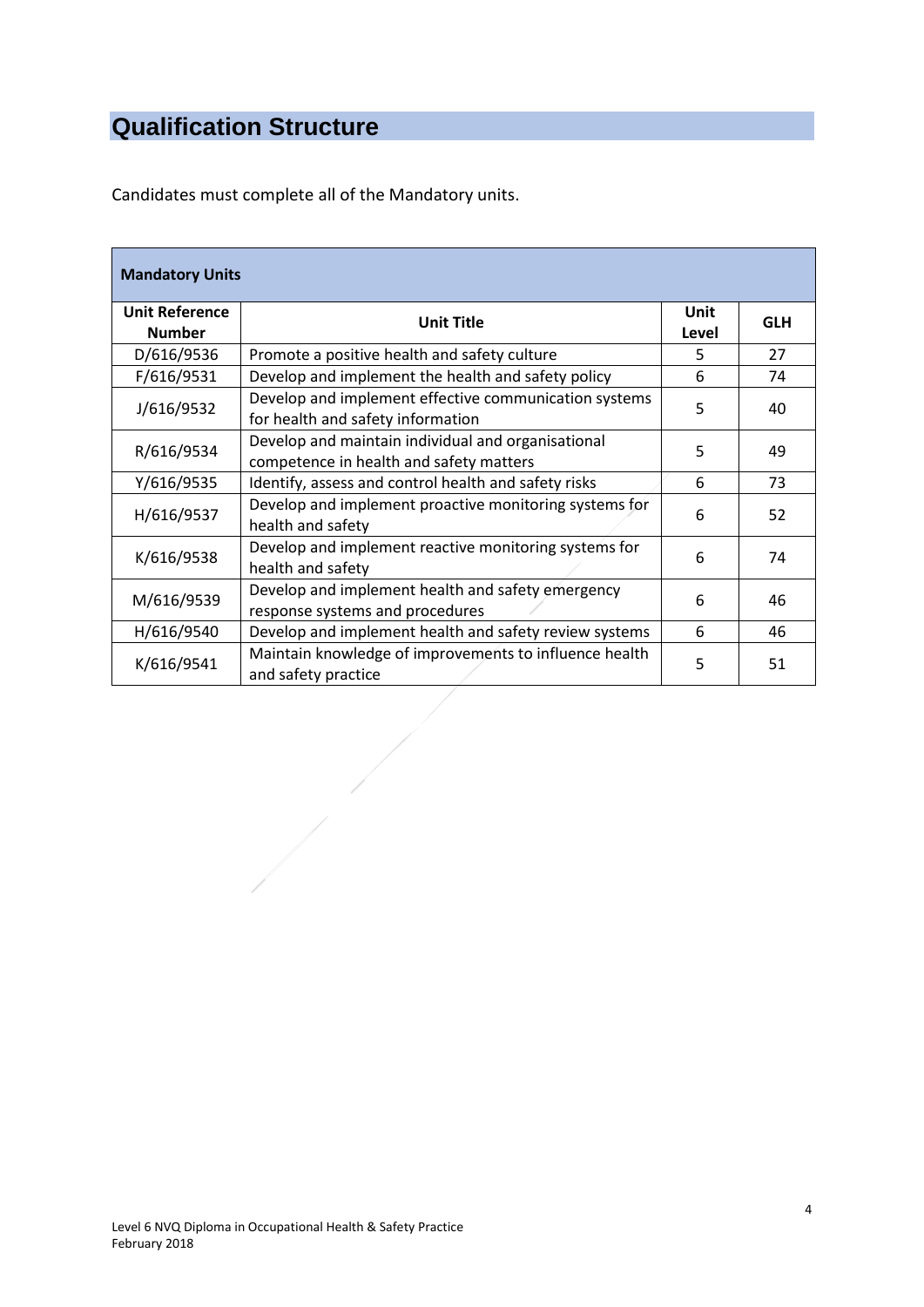# Qualification Structure

Candidates must complete all of the Mandatory units.

| **Mandatory Units** | | | |
|---|---|---|---|
| **Unit Reference Number** | **Unit Title** | **Unit Level** | **GLH** |
| D/616/9536 | Promote a positive health and safety culture | 5 | 27 |
| F/616/9531 | Develop and implement the health and safety policy | 6 | 74 |
| J/616/9532 | Develop and implement effective communication systems for health and safety information | 5 | 40 |
| R/616/9534 | Develop and maintain individual and organisational competence in health and safety matters | 5 | 49 |
| Y/616/9535 | Identify, assess and control health and safety risks | 6 | 73 |
| H/616/9537 | Develop and implement proactive monitoring systems for health and safety | 6 | 52 |
| K/616/9538 | Develop and implement reactive monitoring systems for health and safety | 6 | 74 |
| M/616/9539 | Develop and implement health and safety emergency response systems and procedures | 6 | 46 |
| H/616/9540 | Develop and implement health and safety review systems | 6 | 46 |
| K/616/9541 | Maintain knowledge of improvements to influence health and safety practice | 5 | 51 |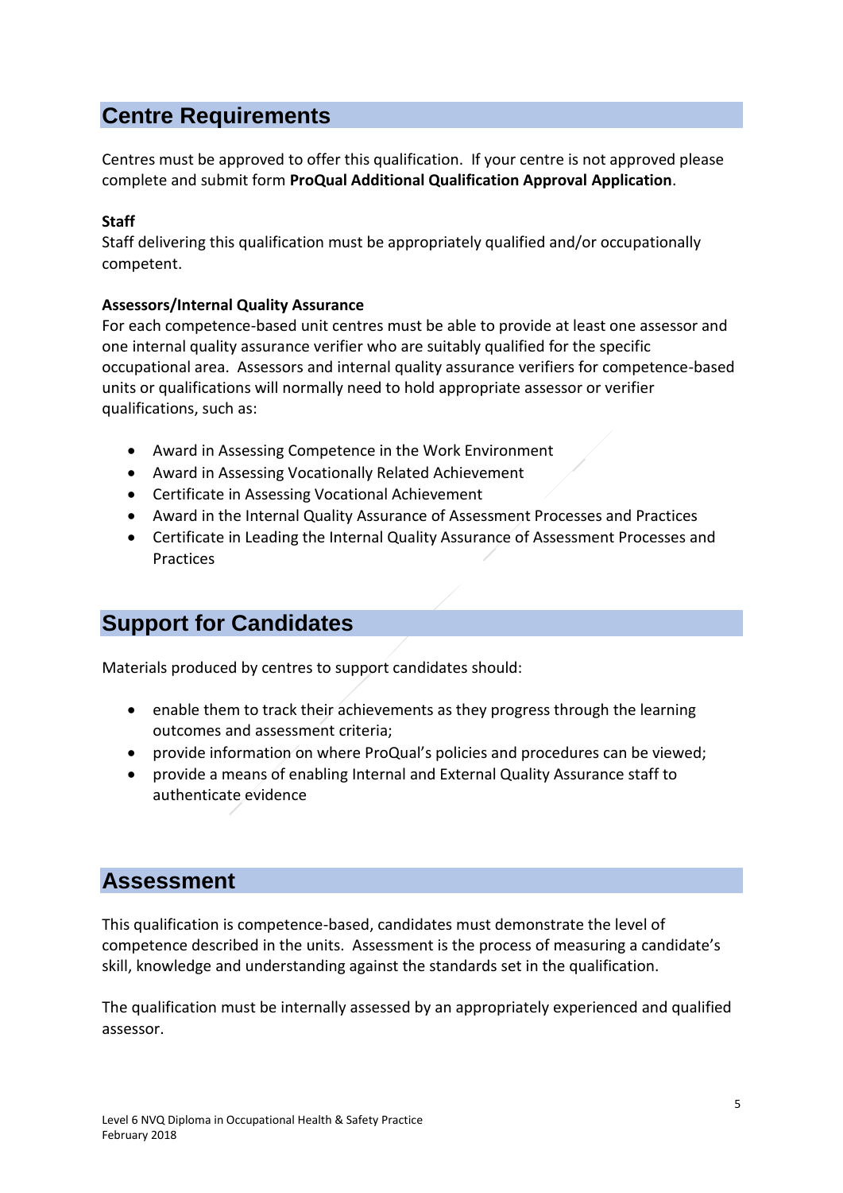## Centre Requirements

Centres must be approved to offer this qualification. If your centre is not approved please complete and submit form **ProQual Additional Qualification Approval Application**.

**Staff**
Staff delivering this qualification must be appropriately qualified and/or occupationally competent.

**Assessors/Internal Quality Assurance**
For each competence-based unit centres must be able to provide at least one assessor and one internal quality assurance verifier who are suitably qualified for the specific occupational area. Assessors and internal quality assurance verifiers for competence-based units or qualifications will normally need to hold appropriate assessor or verifier qualifications, such as:

- Award in Assessing Competence in the Work Environment
- Award in Assessing Vocationally Related Achievement
- Certificate in Assessing Vocational Achievement
- Award in the Internal Quality Assurance of Assessment Processes and Practices
- Certificate in Leading the Internal Quality Assurance of Assessment Processes and Practices

## Support for Candidates

Materials produced by centres to support candidates should:

- enable them to track their achievements as they progress through the learning outcomes and assessment criteria;
- provide information on where ProQual's policies and procedures can be viewed;
- provide a means of enabling Internal and External Quality Assurance staff to authenticate evidence

## Assessment

This qualification is competence-based, candidates must demonstrate the level of competence described in the units. Assessment is the process of measuring a candidate's skill, knowledge and understanding against the standards set in the qualification.

The qualification must be internally assessed by an appropriately experienced and qualified assessor.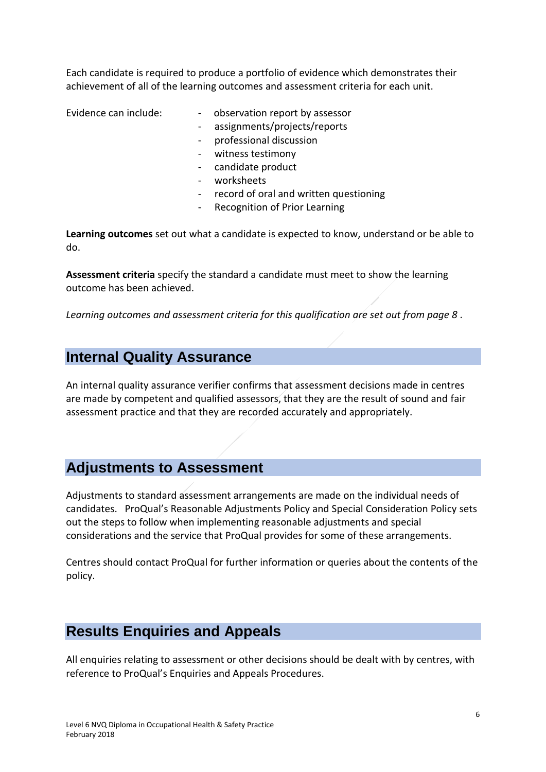Each candidate is required to produce a portfolio of evidence which demonstrates their achievement of all of the learning outcomes and assessment criteria for each unit.

Evidence can include:

- observation report by assessor
- assignments/projects/reports
- professional discussion
- witness testimony
- candidate product
- worksheets
- record of oral and written questioning
- Recognition of Prior Learning

**Learning outcomes** set out what a candidate is expected to know, understand or be able to do.

**Assessment criteria** specify the standard a candidate must meet to show the learning outcome has been achieved.

*Learning outcomes and assessment criteria for this qualification are set out from page 8 .*

## Internal Quality Assurance

An internal quality assurance verifier confirms that assessment decisions made in centres are made by competent and qualified assessors, that they are the result of sound and fair assessment practice and that they are recorded accurately and appropriately.

## Adjustments to Assessment

Adjustments to standard assessment arrangements are made on the individual needs of candidates. ProQual's Reasonable Adjustments Policy and Special Consideration Policy sets out the steps to follow when implementing reasonable adjustments and special considerations and the service that ProQual provides for some of these arrangements.

Centres should contact ProQual for further information or queries about the contents of the policy.

## Results Enquiries and Appeals

All enquiries relating to assessment or other decisions should be dealt with by centres, with reference to ProQual's Enquiries and Appeals Procedures.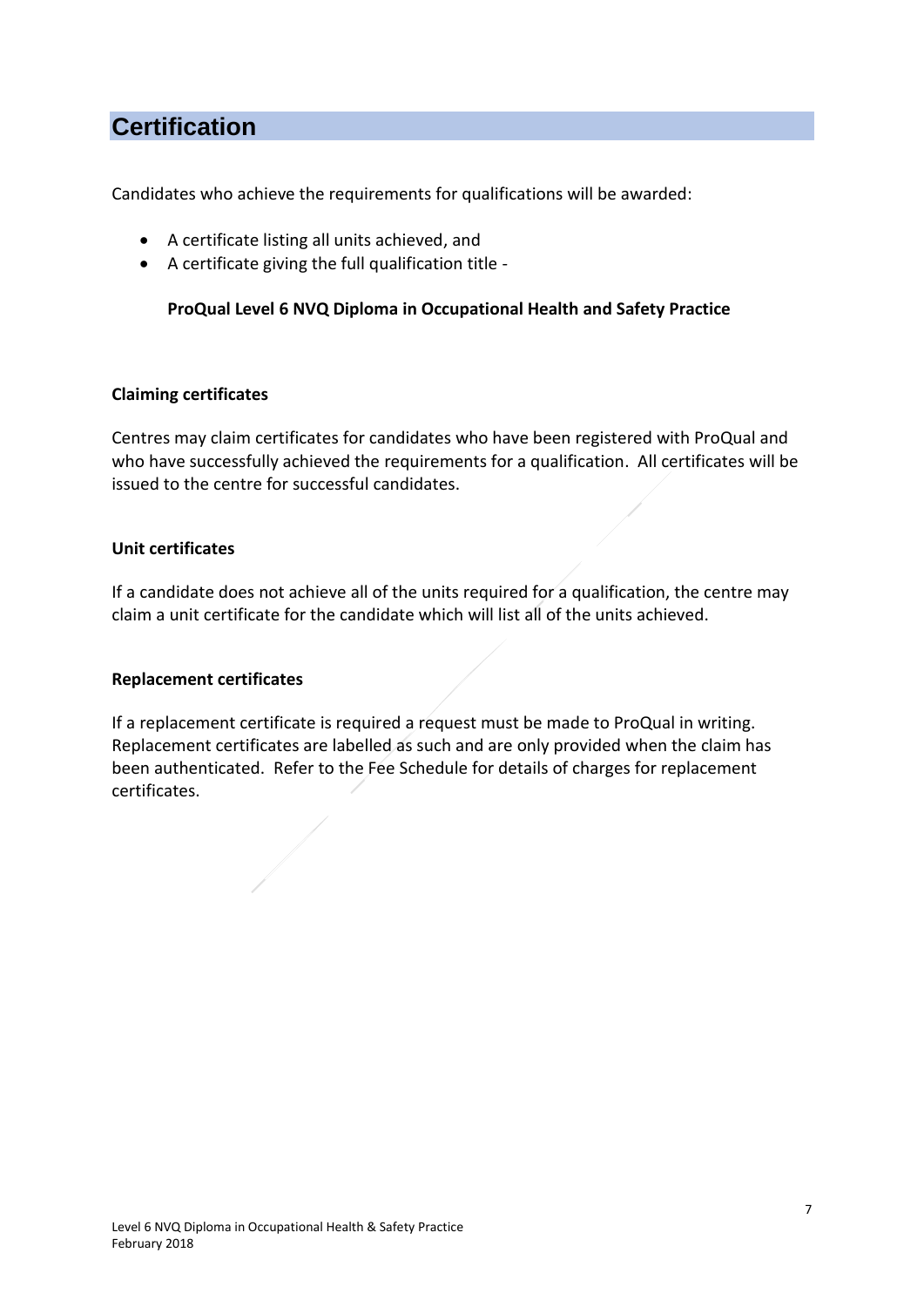# Certification

Candidates who achieve the requirements for qualifications will be awarded:

- A certificate listing all units achieved, and
- A certificate giving the full qualification title -

  **ProQual Level 6 NVQ Diploma in Occupational Health and Safety Practice**

### Claiming certificates

Centres may claim certificates for candidates who have been registered with ProQual and who have successfully achieved the requirements for a qualification. All certificates will be issued to the centre for successful candidates.

### Unit certificates

If a candidate does not achieve all of the units required for a qualification, the centre may claim a unit certificate for the candidate which will list all of the units achieved.

### Replacement certificates

If a replacement certificate is required a request must be made to ProQual in writing. Replacement certificates are labelled as such and are only provided when the claim has been authenticated. Refer to the Fee Schedule for details of charges for replacement certificates.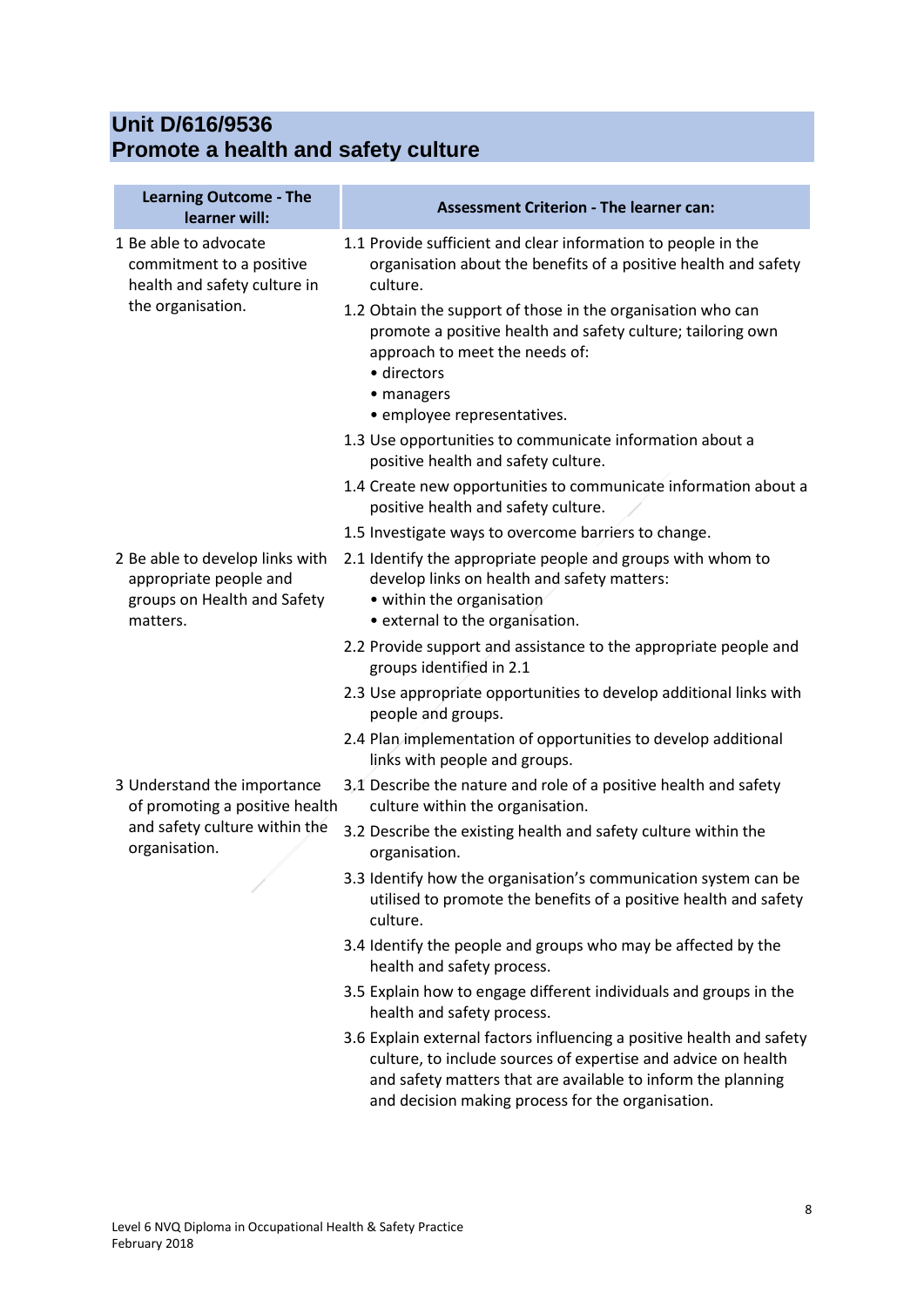## Unit D/616/9536
## Promote a health and safety culture

| Learning Outcome - The learner will: | Assessment Criterion - The learner can: |
|---|---|
| 1 Be able to advocate commitment to a positive health and safety culture in the organisation. | 1.1 Provide sufficient and clear information to people in the organisation about the benefits of a positive health and safety culture. |
| | 1.2 Obtain the support of those in the organisation who can promote a positive health and safety culture; tailoring own approach to meet the needs of: • directors • managers • employee representatives. |
| | 1.3 Use opportunities to communicate information about a positive health and safety culture. |
| | 1.4 Create new opportunities to communicate information about a positive health and safety culture. |
| | 1.5 Investigate ways to overcome barriers to change. |
| 2 Be able to develop links with appropriate people and groups on Health and Safety matters. | 2.1 Identify the appropriate people and groups with whom to develop links on health and safety matters: • within the organisation • external to the organisation. |
| | 2.2 Provide support and assistance to the appropriate people and groups identified in 2.1 |
| | 2.3 Use appropriate opportunities to develop additional links with people and groups. |
| | 2.4 Plan implementation of opportunities to develop additional links with people and groups. |
| 3 Understand the importance of promoting a positive health and safety culture within the organisation. | 3.1 Describe the nature and role of a positive health and safety culture within the organisation. |
| | 3.2 Describe the existing health and safety culture within the organisation. |
| | 3.3 Identify how the organisation's communication system can be utilised to promote the benefits of a positive health and safety culture. |
| | 3.4 Identify the people and groups who may be affected by the health and safety process. |
| | 3.5 Explain how to engage different individuals and groups in the health and safety process. |
| | 3.6 Explain external factors influencing a positive health and safety culture, to include sources of expertise and advice on health and safety matters that are available to inform the planning and decision making process for the organisation. |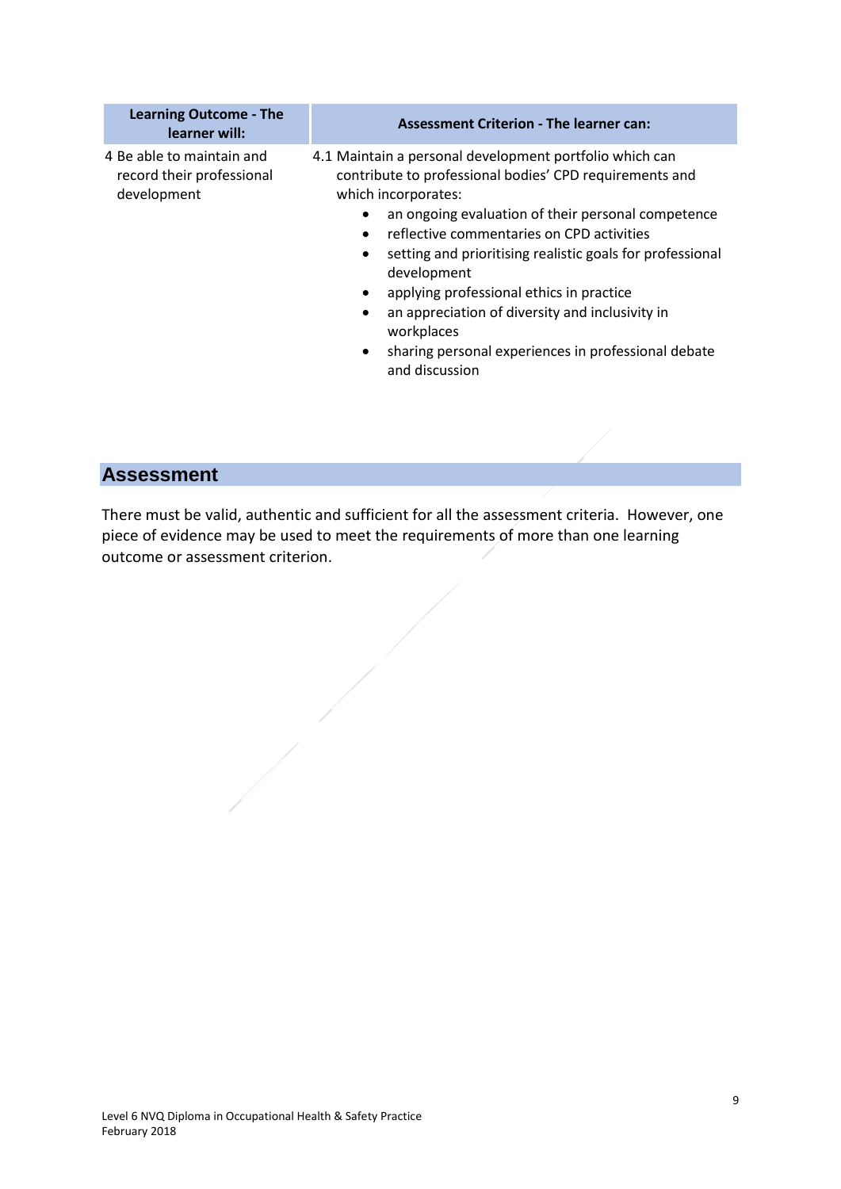| Learning Outcome - The learner will: | Assessment Criterion - The learner can: |
|---|---|
| 4 Be able to maintain and record their professional development | 4.1 Maintain a personal development portfolio which can contribute to professional bodies' CPD requirements and which incorporates:<br>• an ongoing evaluation of their personal competence<br>• reflective commentaries on CPD activities<br>• setting and prioritising realistic goals for professional development<br>• applying professional ethics in practice<br>• an appreciation of diversity and inclusivity in workplaces<br>• sharing personal experiences in professional debate and discussion |

## Assessment

There must be valid, authentic and sufficient for all the assessment criteria. However, one piece of evidence may be used to meet the requirements of more than one learning outcome or assessment criterion.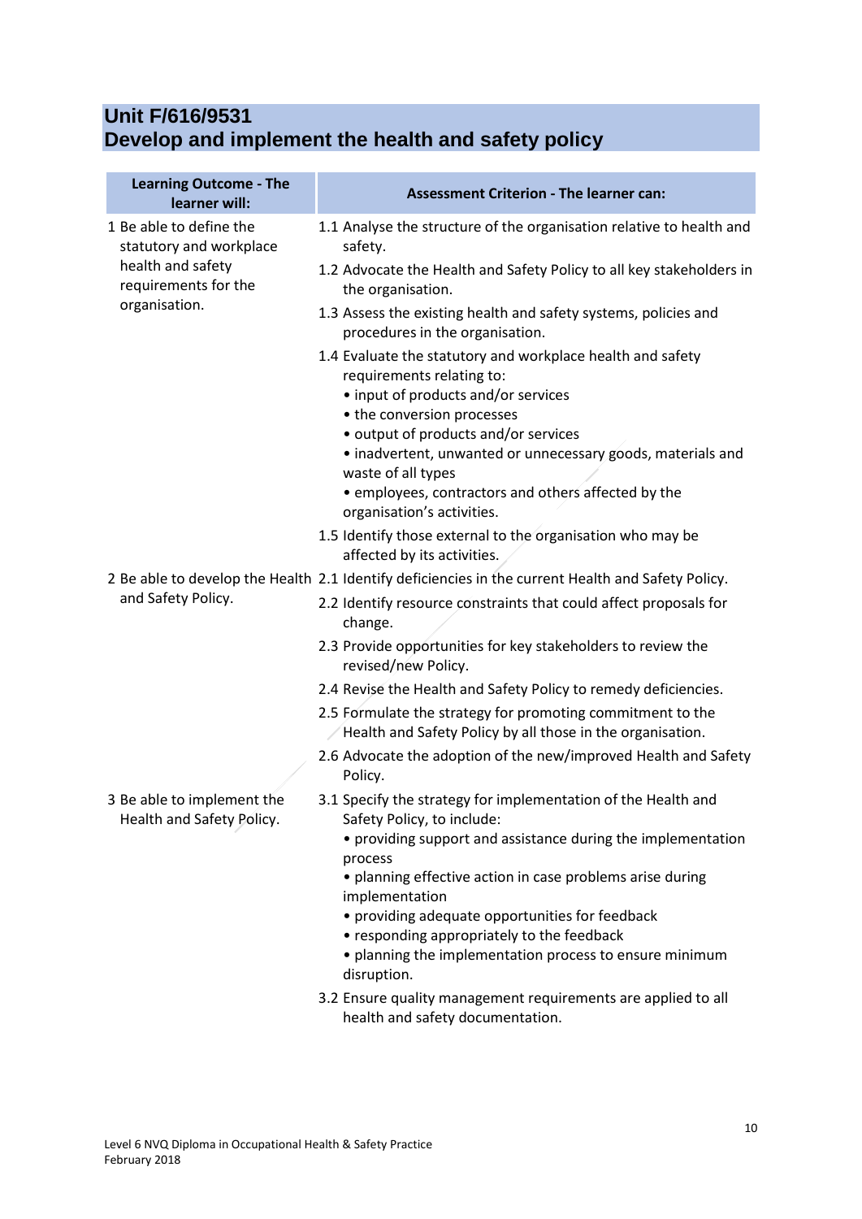## Unit F/616/9531
## Develop and implement the health and safety policy

| Learning Outcome - The learner will: | Assessment Criterion - The learner can: |
|---|---|
| 1 Be able to define the statutory and workplace health and safety requirements for the organisation. | 1.1 Analyse the structure of the organisation relative to health and safety.<br>1.2 Advocate the Health and Safety Policy to all key stakeholders in the organisation.<br>1.3 Assess the existing health and safety systems, policies and procedures in the organisation.<br>1.4 Evaluate the statutory and workplace health and safety requirements relating to:<br>• input of products and/or services<br>• the conversion processes<br>• output of products and/or services<br>• inadvertent, unwanted or unnecessary goods, materials and waste of all types<br>• employees, contractors and others affected by the organisation's activities.<br>1.5 Identify those external to the organisation who may be affected by its activities. |
| 2 Be able to develop the Health and Safety Policy. | 2.1 Identify deficiencies in the current Health and Safety Policy.<br>2.2 Identify resource constraints that could affect proposals for change.<br>2.3 Provide opportunities for key stakeholders to review the revised/new Policy.<br>2.4 Revise the Health and Safety Policy to remedy deficiencies.<br>2.5 Formulate the strategy for promoting commitment to the Health and Safety Policy by all those in the organisation.<br>2.6 Advocate the adoption of the new/improved Health and Safety Policy. |
| 3 Be able to implement the Health and Safety Policy. | 3.1 Specify the strategy for implementation of the Health and Safety Policy, to include:<br>• providing support and assistance during the implementation process<br>• planning effective action in case problems arise during implementation<br>• providing adequate opportunities for feedback<br>• responding appropriately to the feedback<br>• planning the implementation process to ensure minimum disruption.<br>3.2 Ensure quality management requirements are applied to all health and safety documentation. |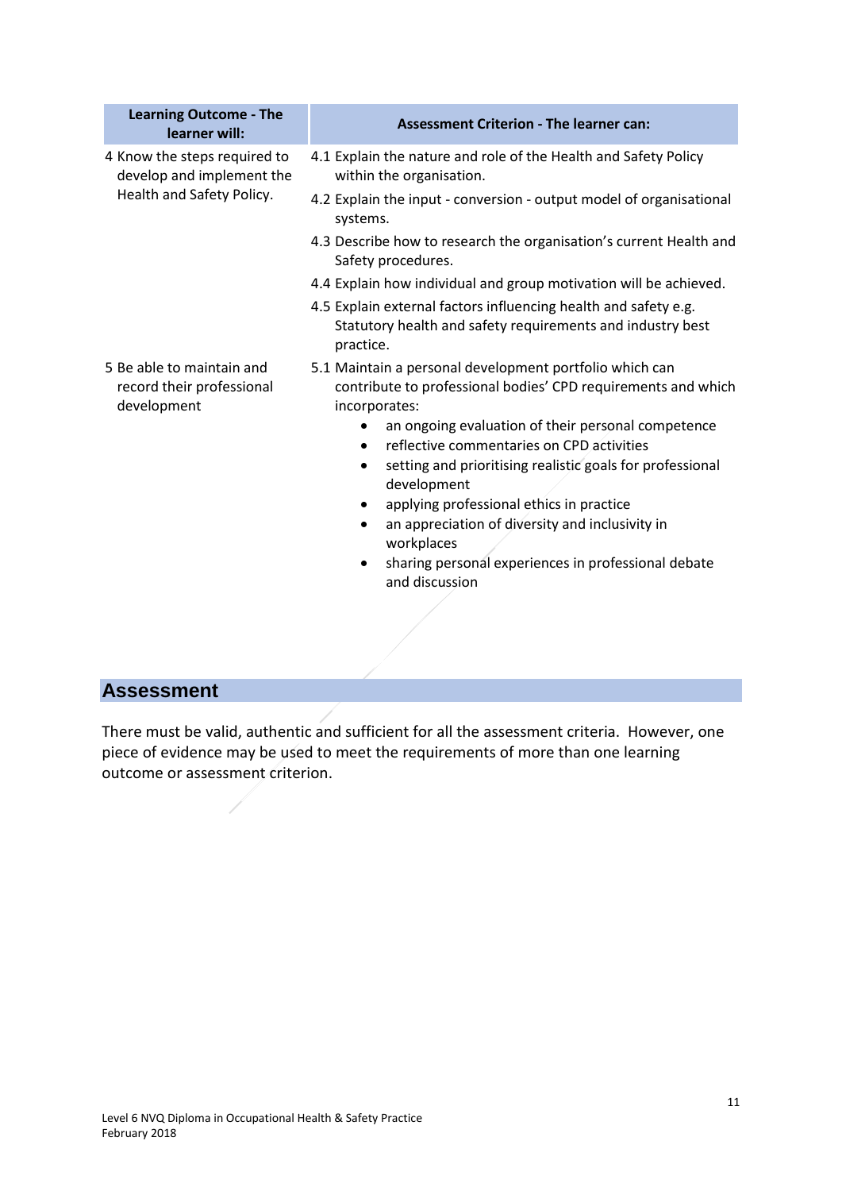| Learning Outcome - The learner will: | Assessment Criterion - The learner can: |
|---|---|
| 4 Know the steps required to develop and implement the Health and Safety Policy. | 4.1 Explain the nature and role of the Health and Safety Policy within the organisation. |
| | 4.2 Explain the input - conversion - output model of organisational systems. |
| | 4.3 Describe how to research the organisation's current Health and Safety procedures. |
| | 4.4 Explain how individual and group motivation will be achieved. |
| | 4.5 Explain external factors influencing health and safety e.g. Statutory health and safety requirements and industry best practice. |
| 5 Be able to maintain and record their professional development | 5.1 Maintain a personal development portfolio which can contribute to professional bodies' CPD requirements and which incorporates:<br>• an ongoing evaluation of their personal competence<br>• reflective commentaries on CPD activities<br>• setting and prioritising realistic goals for professional development<br>• applying professional ethics in practice<br>• an appreciation of diversity and inclusivity in workplaces<br>• sharing personal experiences in professional debate and discussion |

## Assessment

There must be valid, authentic and sufficient for all the assessment criteria. However, one piece of evidence may be used to meet the requirements of more than one learning outcome or assessment criterion.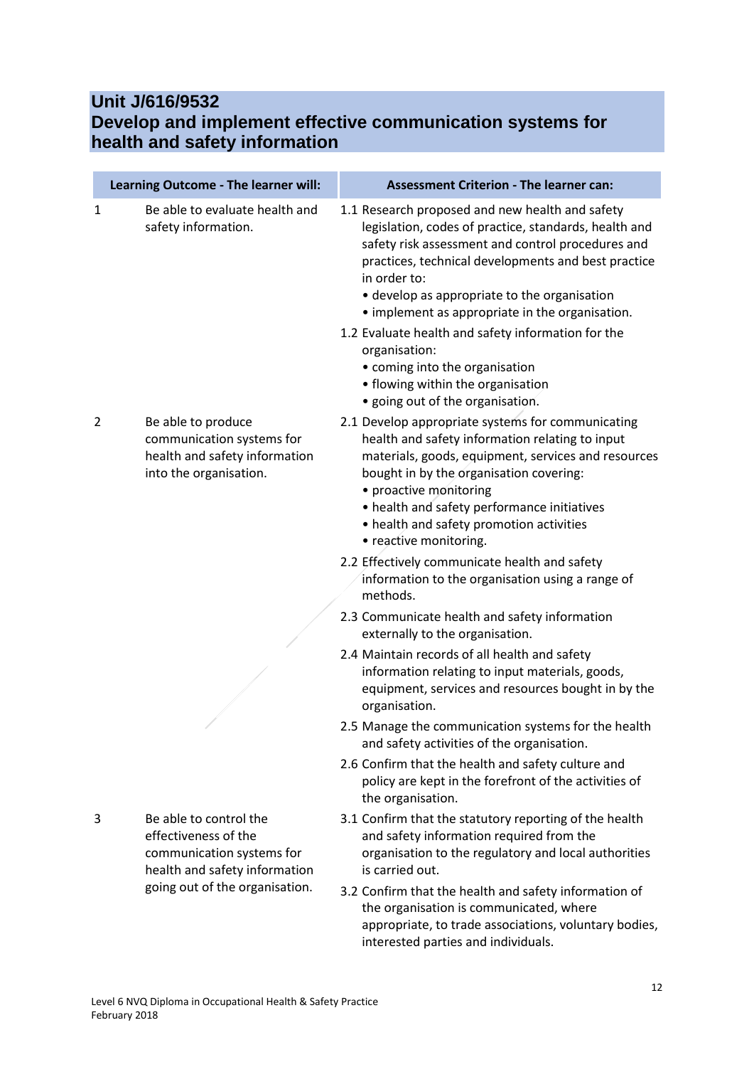## Unit J/616/9532
## Develop and implement effective communication systems for health and safety information

| Learning Outcome - The learner will: | | Assessment Criterion - The learner can: |
|---|---|---|
| 1 | Be able to evaluate health and safety information. | 1.1 Research proposed and new health and safety legislation, codes of practice, standards, health and safety risk assessment and control procedures and practices, technical developments and best practice in order to:<br>• develop as appropriate to the organisation<br>• implement as appropriate in the organisation. |
| | | 1.2 Evaluate health and safety information for the organisation:<br>• coming into the organisation<br>• flowing within the organisation<br>• going out of the organisation. |
| 2 | Be able to produce communication systems for health and safety information into the organisation. | 2.1 Develop appropriate systems for communicating health and safety information relating to input materials, goods, equipment, services and resources bought in by the organisation covering:<br>• proactive monitoring<br>• health and safety performance initiatives<br>• health and safety promotion activities<br>• reactive monitoring. |
| | | 2.2 Effectively communicate health and safety information to the organisation using a range of methods. |
| | | 2.3 Communicate health and safety information externally to the organisation. |
| | | 2.4 Maintain records of all health and safety information relating to input materials, goods, equipment, services and resources bought in by the organisation. |
| | | 2.5 Manage the communication systems for the health and safety activities of the organisation. |
| | | 2.6 Confirm that the health and safety culture and policy are kept in the forefront of the activities of the organisation. |
| 3 | Be able to control the effectiveness of the communication systems for health and safety information going out of the organisation. | 3.1 Confirm that the statutory reporting of the health and safety information required from the organisation to the regulatory and local authorities is carried out. |
| | | 3.2 Confirm that the health and safety information of the organisation is communicated, where appropriate, to trade associations, voluntary bodies, interested parties and individuals. |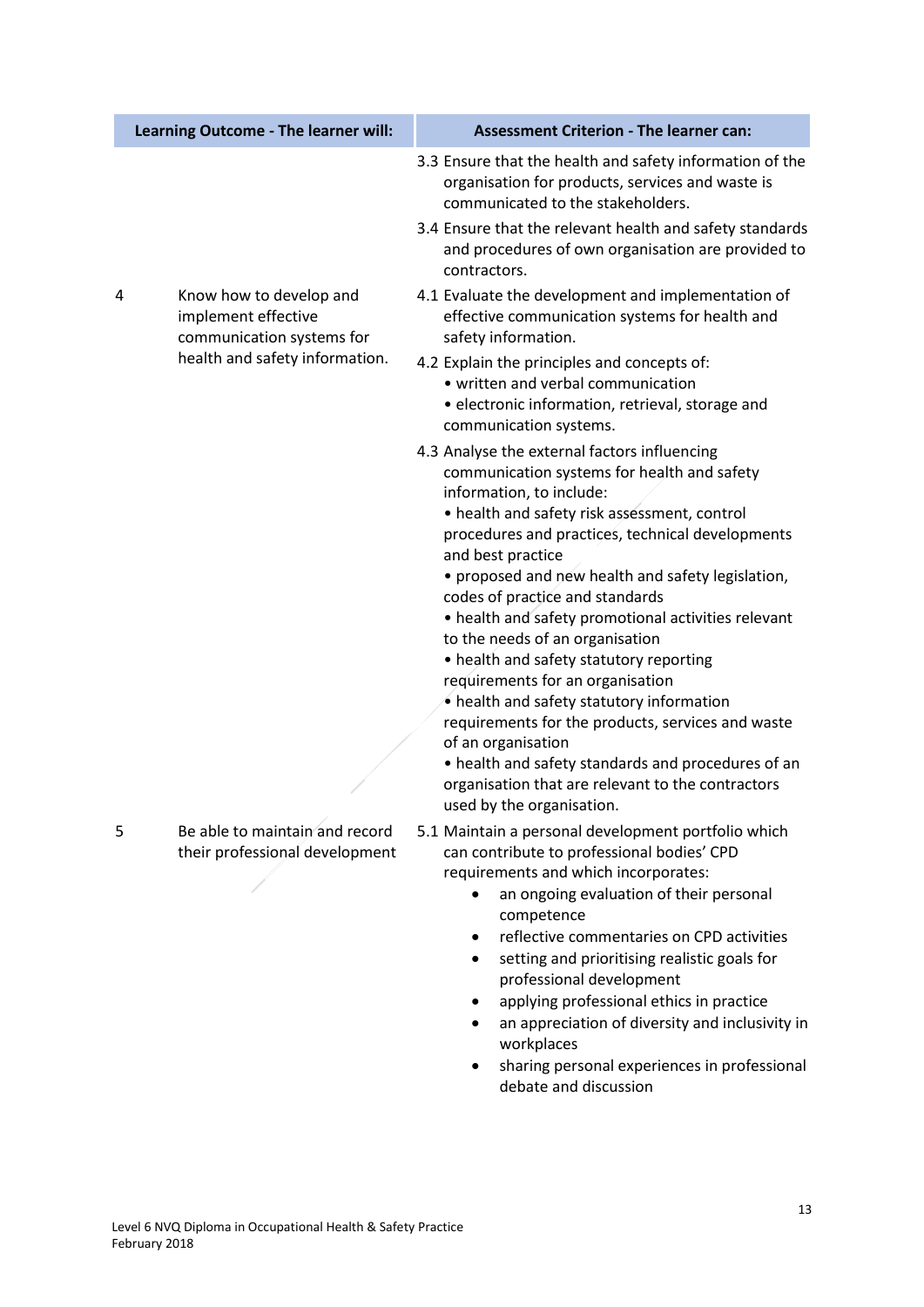| | Learning Outcome - The learner will: | Assessment Criterion - The learner can: |
|---|---|---|
| | | 3.3 Ensure that the health and safety information of the organisation for products, services and waste is communicated to the stakeholders.<br><br>3.4 Ensure that the relevant health and safety standards and procedures of own organisation are provided to contractors. |
| 4 | Know how to develop and implement effective communication systems for health and safety information. | 4.1 Evaluate the development and implementation of effective communication systems for health and safety information.<br><br>4.2 Explain the principles and concepts of:<br>• written and verbal communication<br>• electronic information, retrieval, storage and communication systems.<br><br>4.3 Analyse the external factors influencing communication systems for health and safety information, to include:<br>• health and safety risk assessment, control procedures and practices, technical developments and best practice<br>• proposed and new health and safety legislation, codes of practice and standards<br>• health and safety promotional activities relevant to the needs of an organisation<br>• health and safety statutory reporting requirements for an organisation<br>• health and safety statutory information requirements for the products, services and waste of an organisation<br>• health and safety standards and procedures of an organisation that are relevant to the contractors used by the organisation. |
| 5 | Be able to maintain and record their professional development | 5.1 Maintain a personal development portfolio which can contribute to professional bodies' CPD requirements and which incorporates:<br>• an ongoing evaluation of their personal competence<br>• reflective commentaries on CPD activities<br>• setting and prioritising realistic goals for professional development<br>• applying professional ethics in practice<br>• an appreciation of diversity and inclusivity in workplaces<br>• sharing personal experiences in professional debate and discussion |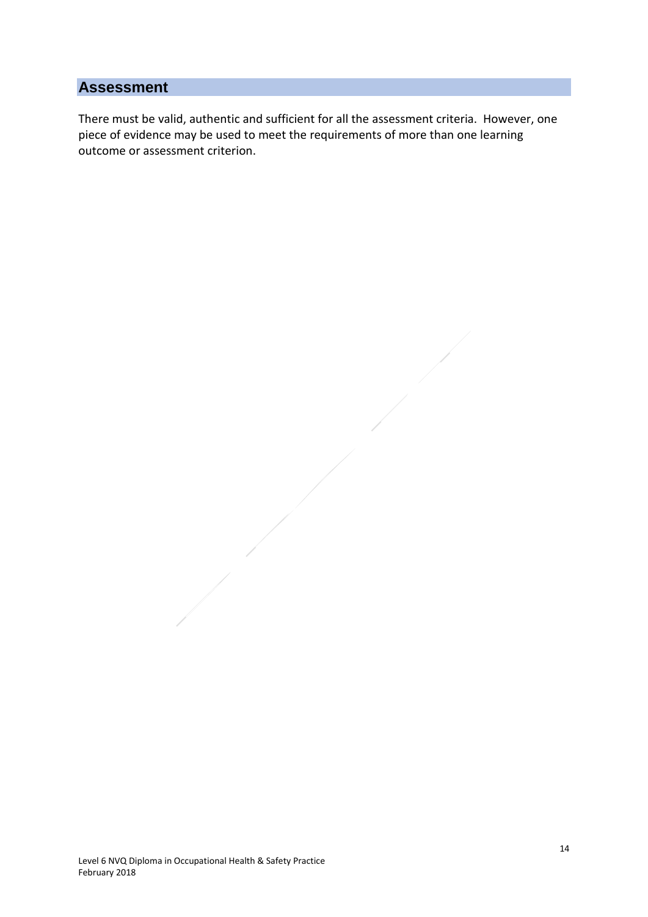## Assessment

There must be valid, authentic and sufficient for all the assessment criteria. However, one piece of evidence may be used to meet the requirements of more than one learning outcome or assessment criterion.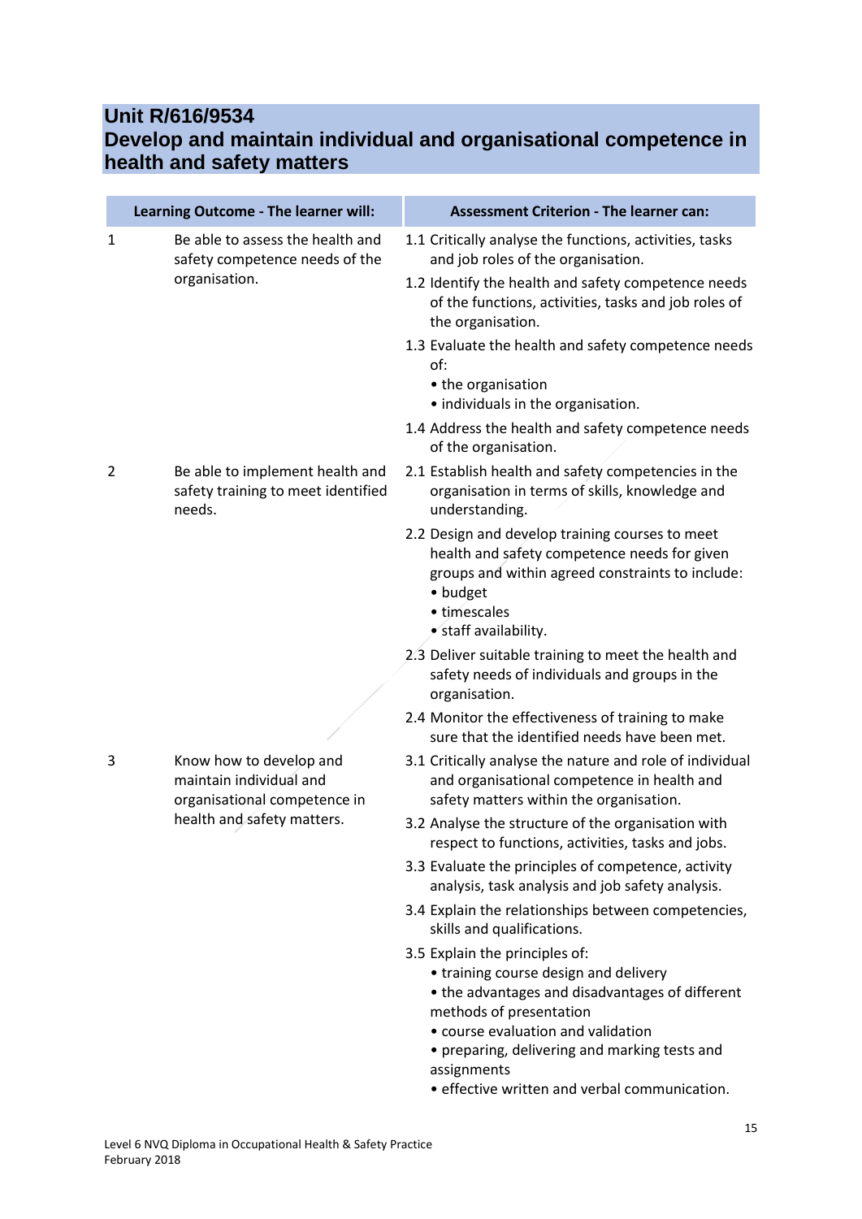## Unit R/616/9534
## Develop and maintain individual and organisational competence in health and safety matters

| Learning Outcome - The learner will: | | Assessment Criterion - The learner can: |
|---|---|---|
| 1 | Be able to assess the health and safety competence needs of the organisation. | 1.1 Critically analyse the functions, activities, tasks and job roles of the organisation.<br>1.2 Identify the health and safety competence needs of the functions, activities, tasks and job roles of the organisation.<br>1.3 Evaluate the health and safety competence needs of:<br>• the organisation<br>• individuals in the organisation.<br>1.4 Address the health and safety competence needs of the organisation. |
| 2 | Be able to implement health and safety training to meet identified needs. | 2.1 Establish health and safety competencies in the organisation in terms of skills, knowledge and understanding.<br>2.2 Design and develop training courses to meet health and safety competence needs for given groups and within agreed constraints to include:<br>• budget<br>• timescales<br>• staff availability.<br>2.3 Deliver suitable training to meet the health and safety needs of individuals and groups in the organisation.<br>2.4 Monitor the effectiveness of training to make sure that the identified needs have been met. |
| 3 | Know how to develop and maintain individual and organisational competence in health and safety matters. | 3.1 Critically analyse the nature and role of individual and organisational competence in health and safety matters within the organisation.<br>3.2 Analyse the structure of the organisation with respect to functions, activities, tasks and jobs.<br>3.3 Evaluate the principles of competence, activity analysis, task analysis and job safety analysis.<br>3.4 Explain the relationships between competencies, skills and qualifications.<br>3.5 Explain the principles of:<br>• training course design and delivery<br>• the advantages and disadvantages of different methods of presentation<br>• course evaluation and validation<br>• preparing, delivering and marking tests and assignments<br>• effective written and verbal communication. |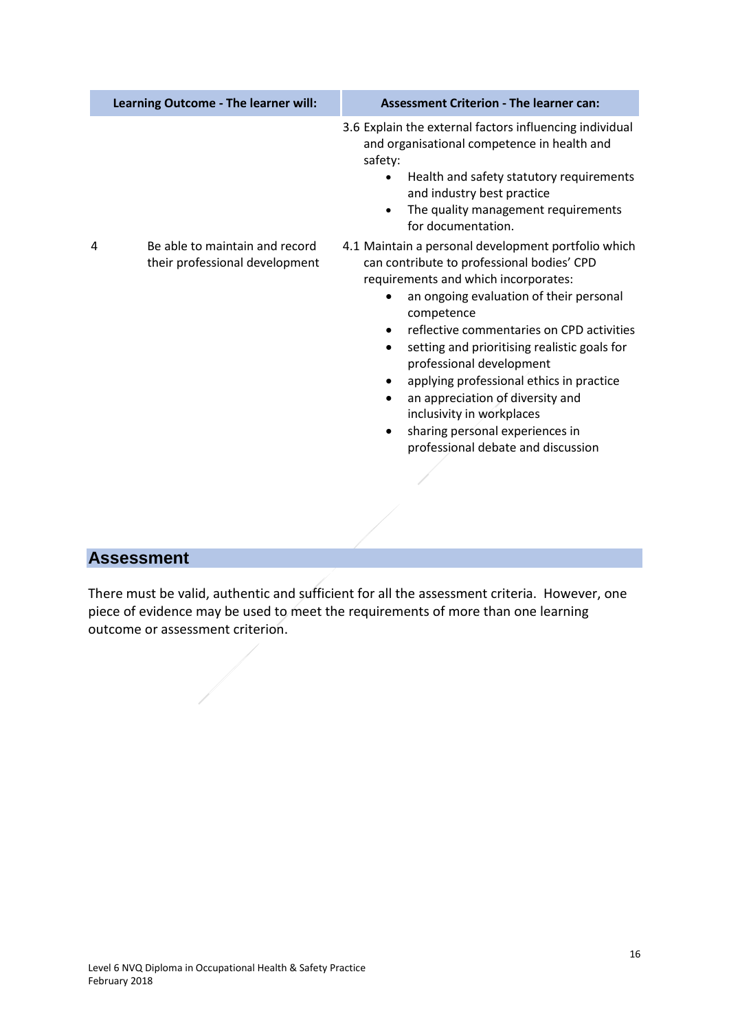| Learning Outcome - The learner will: | | Assessment Criterion - The learner can: |
|---|---|---|
| | | 3.6 Explain the external factors influencing individual and organisational competence in health and safety:<br>• Health and safety statutory requirements and industry best practice<br>• The quality management requirements for documentation. |
| 4 | Be able to maintain and record their professional development | 4.1 Maintain a personal development portfolio which can contribute to professional bodies' CPD requirements and which incorporates:<br>• an ongoing evaluation of their personal competence<br>• reflective commentaries on CPD activities<br>• setting and prioritising realistic goals for professional development<br>• applying professional ethics in practice<br>• an appreciation of diversity and inclusivity in workplaces<br>• sharing personal experiences in professional debate and discussion |

## Assessment

There must be valid, authentic and sufficient for all the assessment criteria. However, one piece of evidence may be used to meet the requirements of more than one learning outcome or assessment criterion.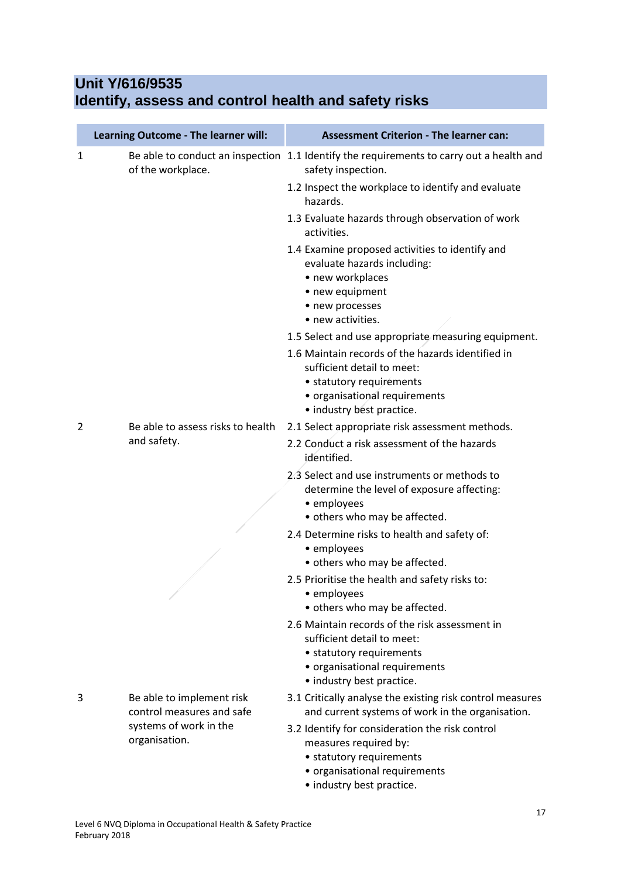## Unit Y/616/9535
## Identify, assess and control health and safety risks

| Learning Outcome - The learner will: | | Assessment Criterion - The learner can: |
|---|---|---|
| 1 | Be able to conduct an inspection of the workplace. | 1.1 Identify the requirements to carry out a health and safety inspection. |
| | | 1.2 Inspect the workplace to identify and evaluate hazards. |
| | | 1.3 Evaluate hazards through observation of work activities. |
| | | 1.4 Examine proposed activities to identify and evaluate hazards including:<br>• new workplaces<br>• new equipment<br>• new processes<br>• new activities. |
| | | 1.5 Select and use appropriate measuring equipment. |
| | | 1.6 Maintain records of the hazards identified in sufficient detail to meet:<br>• statutory requirements<br>• organisational requirements<br>• industry best practice. |
| 2 | Be able to assess risks to health and safety. | 2.1 Select appropriate risk assessment methods. |
| | | 2.2 Conduct a risk assessment of the hazards identified. |
| | | 2.3 Select and use instruments or methods to determine the level of exposure affecting:<br>• employees<br>• others who may be affected. |
| | | 2.4 Determine risks to health and safety of:<br>• employees<br>• others who may be affected. |
| | | 2.5 Prioritise the health and safety risks to:<br>• employees<br>• others who may be affected. |
| | | 2.6 Maintain records of the risk assessment in sufficient detail to meet:<br>• statutory requirements<br>• organisational requirements<br>• industry best practice. |
| 3 | Be able to implement risk control measures and safe systems of work in the organisation. | 3.1 Critically analyse the existing risk control measures and current systems of work in the organisation. |
| | | 3.2 Identify for consideration the risk control measures required by:<br>• statutory requirements<br>• organisational requirements<br>• industry best practice. |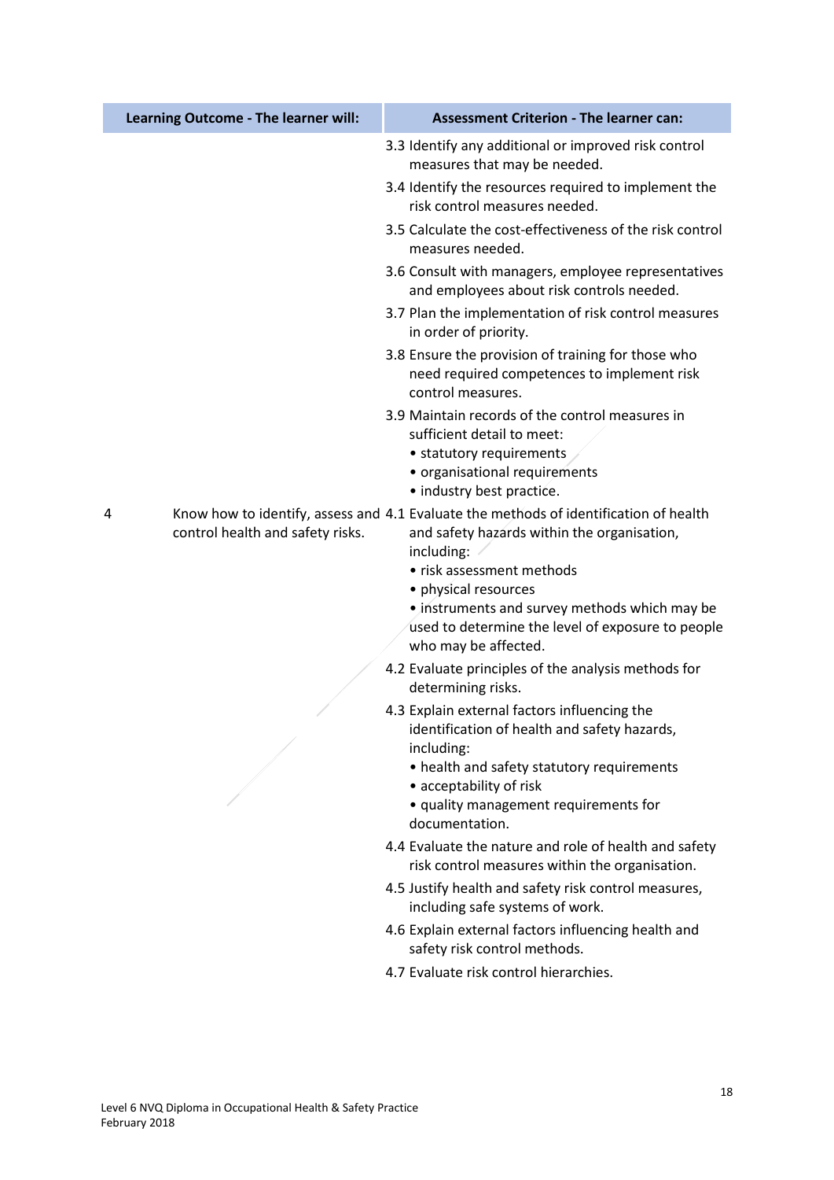| Learning Outcome - The learner will: | | Assessment Criterion - The learner can: |
|---|---|---|
| | | 3.3 Identify any additional or improved risk control measures that may be needed.<br>3.4 Identify the resources required to implement the risk control measures needed.<br>3.5 Calculate the cost-effectiveness of the risk control measures needed.<br>3.6 Consult with managers, employee representatives and employees about risk controls needed.<br>3.7 Plan the implementation of risk control measures in order of priority.<br>3.8 Ensure the provision of training for those who need required competences to implement risk control measures.<br>3.9 Maintain records of the control measures in sufficient detail to meet:<br>• statutory requirements<br>• organisational requirements<br>• industry best practice. |
| 4 | Know how to identify, assess and control health and safety risks. | 4.1 Evaluate the methods of identification of health and safety hazards within the organisation, including:<br>• risk assessment methods<br>• physical resources<br>• instruments and survey methods which may be used to determine the level of exposure to people who may be affected.<br>4.2 Evaluate principles of the analysis methods for determining risks.<br>4.3 Explain external factors influencing the identification of health and safety hazards, including:<br>• health and safety statutory requirements<br>• acceptability of risk<br>• quality management requirements for documentation.<br>4.4 Evaluate the nature and role of health and safety risk control measures within the organisation.<br>4.5 Justify health and safety risk control measures, including safe systems of work.<br>4.6 Explain external factors influencing health and safety risk control methods.<br>4.7 Evaluate risk control hierarchies. |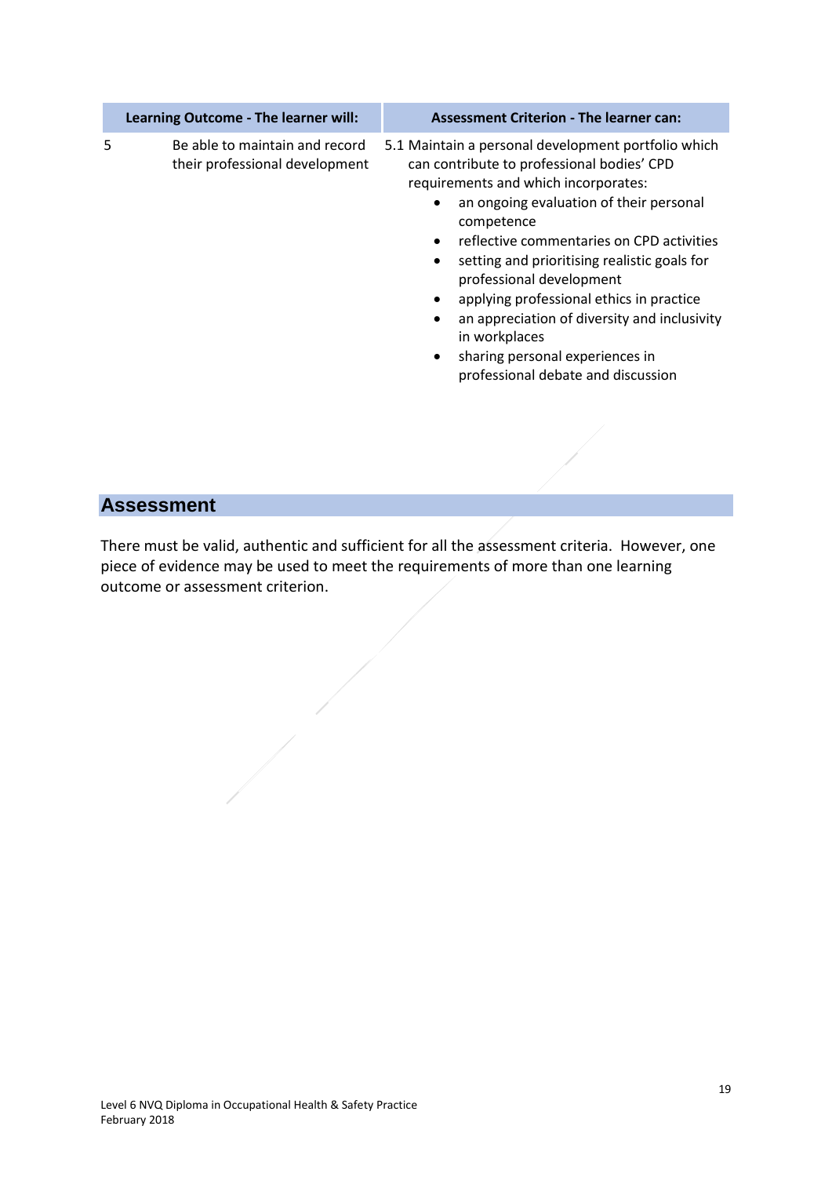| Learning Outcome - The learner will: | | Assessment Criterion - The learner can: |
|---|---|---|
| 5 | Be able to maintain and record their professional development | 5.1 Maintain a personal development portfolio which can contribute to professional bodies' CPD requirements and which incorporates:<br>• an ongoing evaluation of their personal competence<br>• reflective commentaries on CPD activities<br>• setting and prioritising realistic goals for professional development<br>• applying professional ethics in practice<br>• an appreciation of diversity and inclusivity in workplaces<br>• sharing personal experiences in professional debate and discussion |

## Assessment

There must be valid, authentic and sufficient for all the assessment criteria. However, one piece of evidence may be used to meet the requirements of more than one learning outcome or assessment criterion.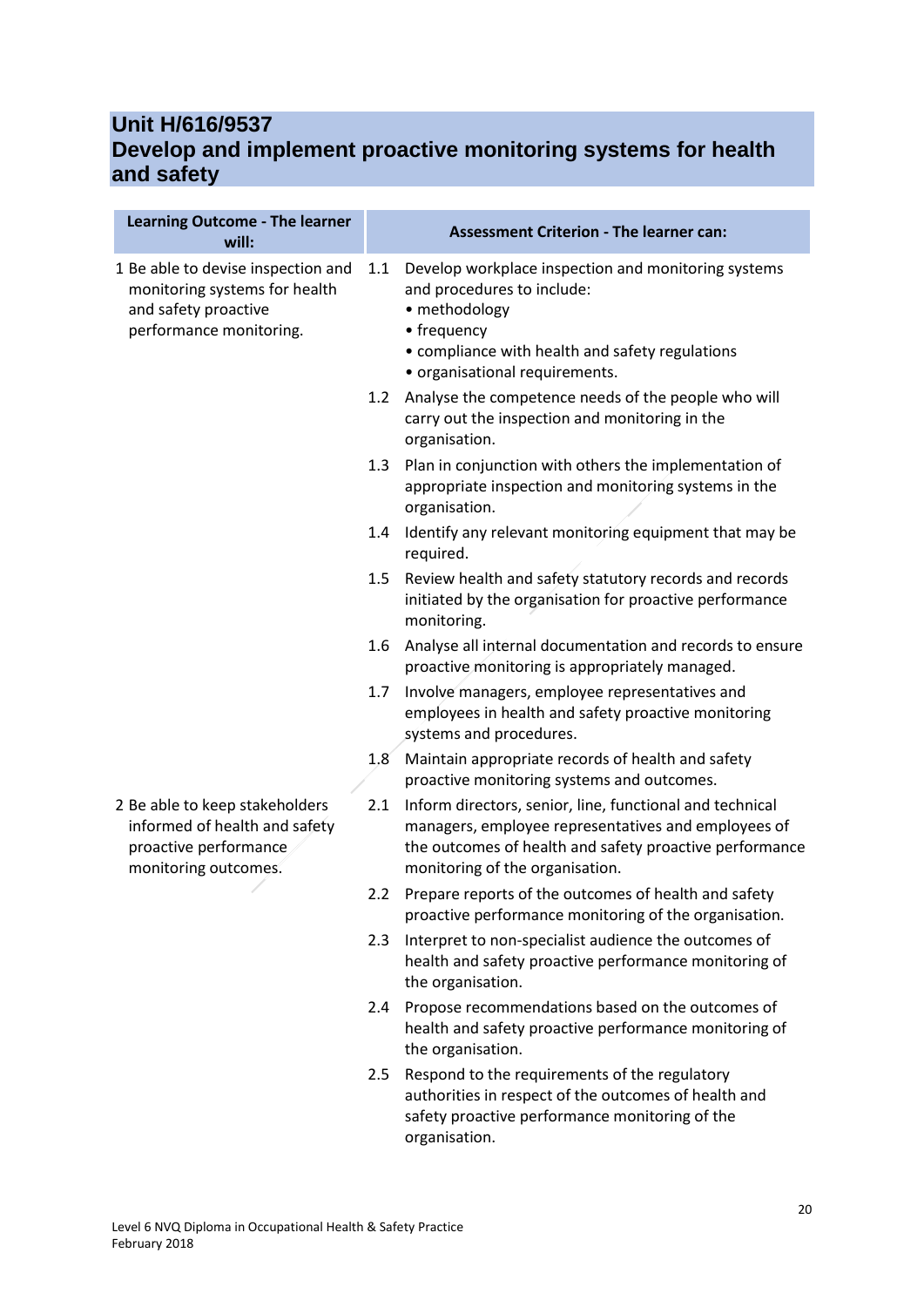## Unit H/616/9537
## Develop and implement proactive monitoring systems for health and safety

| Learning Outcome - The learner will: | Assessment Criterion - The learner can: |
|---|---|
| 1 Be able to devise inspection and monitoring systems for health and safety proactive performance monitoring. | 1.1 Develop workplace inspection and monitoring systems and procedures to include: <br>• methodology <br>• frequency <br>• compliance with health and safety regulations <br>• organisational requirements. |
| | 1.2 Analyse the competence needs of the people who will carry out the inspection and monitoring in the organisation. |
| | 1.3 Plan in conjunction with others the implementation of appropriate inspection and monitoring systems in the organisation. |
| | 1.4 Identify any relevant monitoring equipment that may be required. |
| | 1.5 Review health and safety statutory records and records initiated by the organisation for proactive performance monitoring. |
| | 1.6 Analyse all internal documentation and records to ensure proactive monitoring is appropriately managed. |
| | 1.7 Involve managers, employee representatives and employees in health and safety proactive monitoring systems and procedures. |
| | 1.8 Maintain appropriate records of health and safety proactive monitoring systems and outcomes. |
| 2 Be able to keep stakeholders informed of health and safety proactive performance monitoring outcomes. | 2.1 Inform directors, senior, line, functional and technical managers, employee representatives and employees of the outcomes of health and safety proactive performance monitoring of the organisation. |
| | 2.2 Prepare reports of the outcomes of health and safety proactive performance monitoring of the organisation. |
| | 2.3 Interpret to non-specialist audience the outcomes of health and safety proactive performance monitoring of the organisation. |
| | 2.4 Propose recommendations based on the outcomes of health and safety proactive performance monitoring of the organisation. |
| | 2.5 Respond to the requirements of the regulatory authorities in respect of the outcomes of health and safety proactive performance monitoring of the organisation. |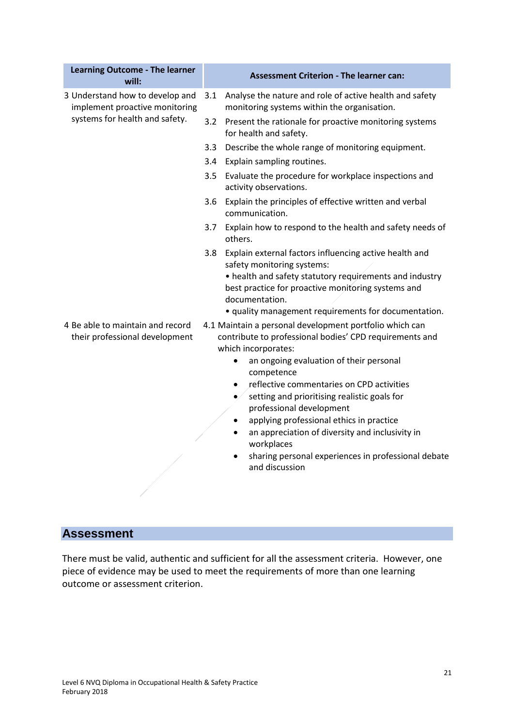| Learning Outcome - The learner will: | Assessment Criterion - The learner can: |
|---|---|
| 3 Understand how to develop and implement proactive monitoring systems for health and safety. | 3.1 Analyse the nature and role of active health and safety monitoring systems within the organisation.<br>3.2 Present the rationale for proactive monitoring systems for health and safety.<br>3.3 Describe the whole range of monitoring equipment.<br>3.4 Explain sampling routines.<br>3.5 Evaluate the procedure for workplace inspections and activity observations.<br>3.6 Explain the principles of effective written and verbal communication.<br>3.7 Explain how to respond to the health and safety needs of others.<br>3.8 Explain external factors influencing active health and safety monitoring systems:<br>• health and safety statutory requirements and industry best practice for proactive monitoring systems and documentation.<br>• quality management requirements for documentation. |
| 4 Be able to maintain and record their professional development | 4.1 Maintain a personal development portfolio which can contribute to professional bodies' CPD requirements and which incorporates:<br>• an ongoing evaluation of their personal competence<br>• reflective commentaries on CPD activities<br>• setting and prioritising realistic goals for professional development<br>• applying professional ethics in practice<br>• an appreciation of diversity and inclusivity in workplaces<br>• sharing personal experiences in professional debate and discussion |

## Assessment

There must be valid, authentic and sufficient for all the assessment criteria. However, one piece of evidence may be used to meet the requirements of more than one learning outcome or assessment criterion.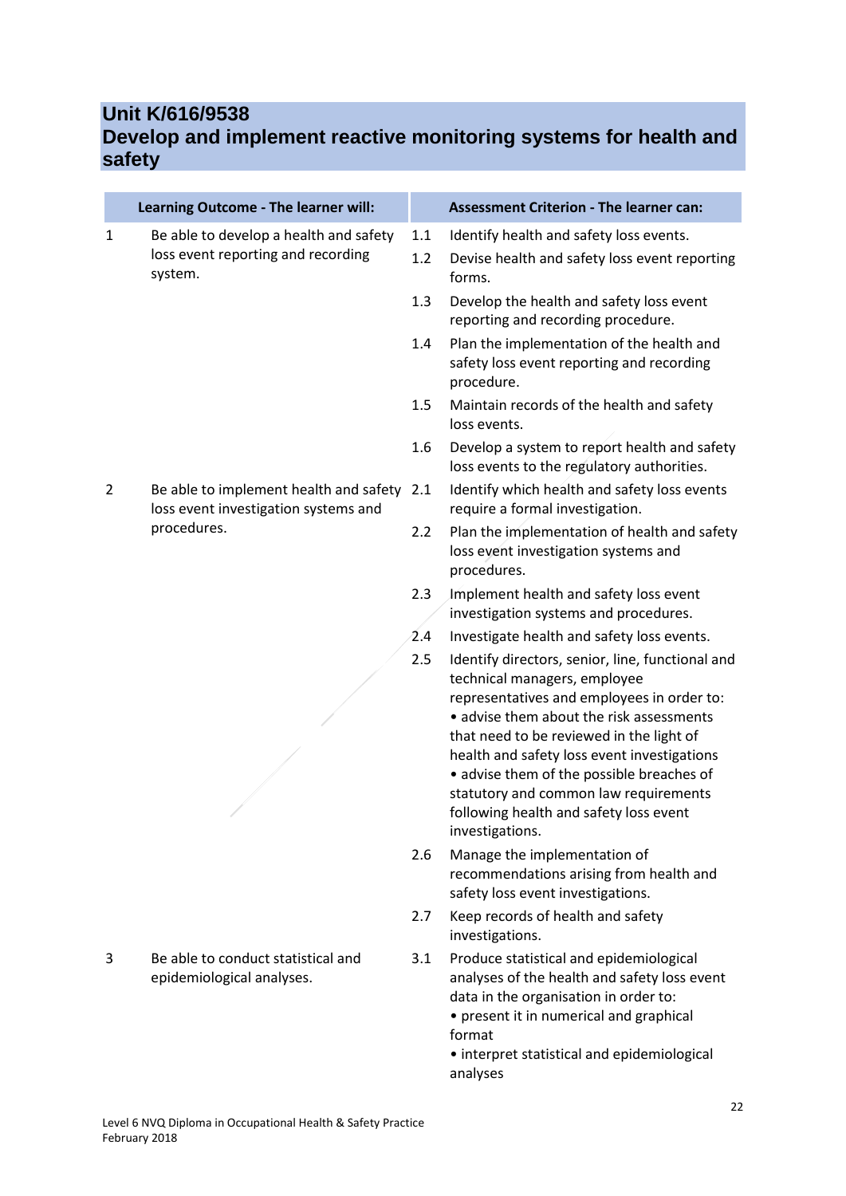## Unit K/616/9538
## Develop and implement reactive monitoring systems for health and safety

| Learning Outcome - The learner will: | | Assessment Criterion - The learner can: | |
|---|---|---|---|
| 1 | Be able to develop a health and safety loss event reporting and recording system. | 1.1 | Identify health and safety loss events. |
| | | 1.2 | Devise health and safety loss event reporting forms. |
| | | 1.3 | Develop the health and safety loss event reporting and recording procedure. |
| | | 1.4 | Plan the implementation of the health and safety loss event reporting and recording procedure. |
| | | 1.5 | Maintain records of the health and safety loss events. |
| | | 1.6 | Develop a system to report health and safety loss events to the regulatory authorities. |
| 2 | Be able to implement health and safety loss event investigation systems and procedures. | 2.1 | Identify which health and safety loss events require a formal investigation. |
| | | 2.2 | Plan the implementation of health and safety loss event investigation systems and procedures. |
| | | 2.3 | Implement health and safety loss event investigation systems and procedures. |
| | | 2.4 | Investigate health and safety loss events. |
| | | 2.5 | Identify directors, senior, line, functional and technical managers, employee representatives and employees in order to:<br>• advise them about the risk assessments that need to be reviewed in the light of health and safety loss event investigations<br>• advise them of the possible breaches of statutory and common law requirements following health and safety loss event investigations. |
| | | 2.6 | Manage the implementation of recommendations arising from health and safety loss event investigations. |
| | | 2.7 | Keep records of health and safety investigations. |
| 3 | Be able to conduct statistical and epidemiological analyses. | 3.1 | Produce statistical and epidemiological analyses of the health and safety loss event data in the organisation in order to:<br>• present it in numerical and graphical format<br>• interpret statistical and epidemiological analyses |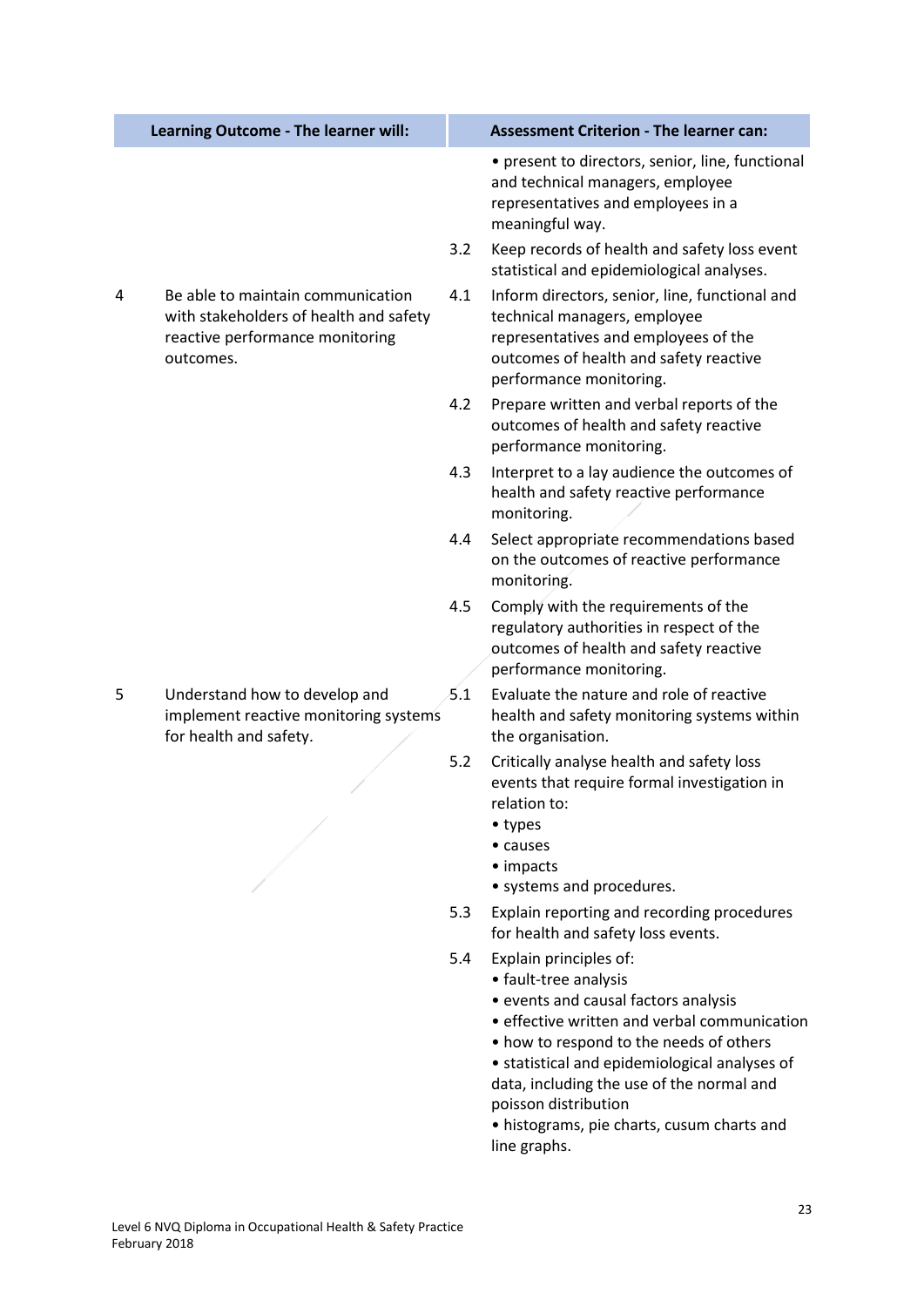| | Learning Outcome - The learner will: | | Assessment Criterion - The learner can: |
|---|---|---|---|
| | | | • present to directors, senior, line, functional and technical managers, employee representatives and employees in a meaningful way. |
| | | 3.2 | Keep records of health and safety loss event statistical and epidemiological analyses. |
| 4 | Be able to maintain communication with stakeholders of health and safety reactive performance monitoring outcomes. | 4.1 | Inform directors, senior, line, functional and technical managers, employee representatives and employees of the outcomes of health and safety reactive performance monitoring. |
| | | 4.2 | Prepare written and verbal reports of the outcomes of health and safety reactive performance monitoring. |
| | | 4.3 | Interpret to a lay audience the outcomes of health and safety reactive performance monitoring. |
| | | 4.4 | Select appropriate recommendations based on the outcomes of reactive performance monitoring. |
| | | 4.5 | Comply with the requirements of the regulatory authorities in respect of the outcomes of health and safety reactive performance monitoring. |
| 5 | Understand how to develop and implement reactive monitoring systems for health and safety. | 5.1 | Evaluate the nature and role of reactive health and safety monitoring systems within the organisation. |
| | | 5.2 | Critically analyse health and safety loss events that require formal investigation in relation to:<br>• types<br>• causes<br>• impacts<br>• systems and procedures. |
| | | 5.3 | Explain reporting and recording procedures for health and safety loss events. |
| | | 5.4 | Explain principles of:<br>• fault-tree analysis<br>• events and causal factors analysis<br>• effective written and verbal communication<br>• how to respond to the needs of others<br>• statistical and epidemiological analyses of data, including the use of the normal and poisson distribution<br>• histograms, pie charts, cusum charts and line graphs. |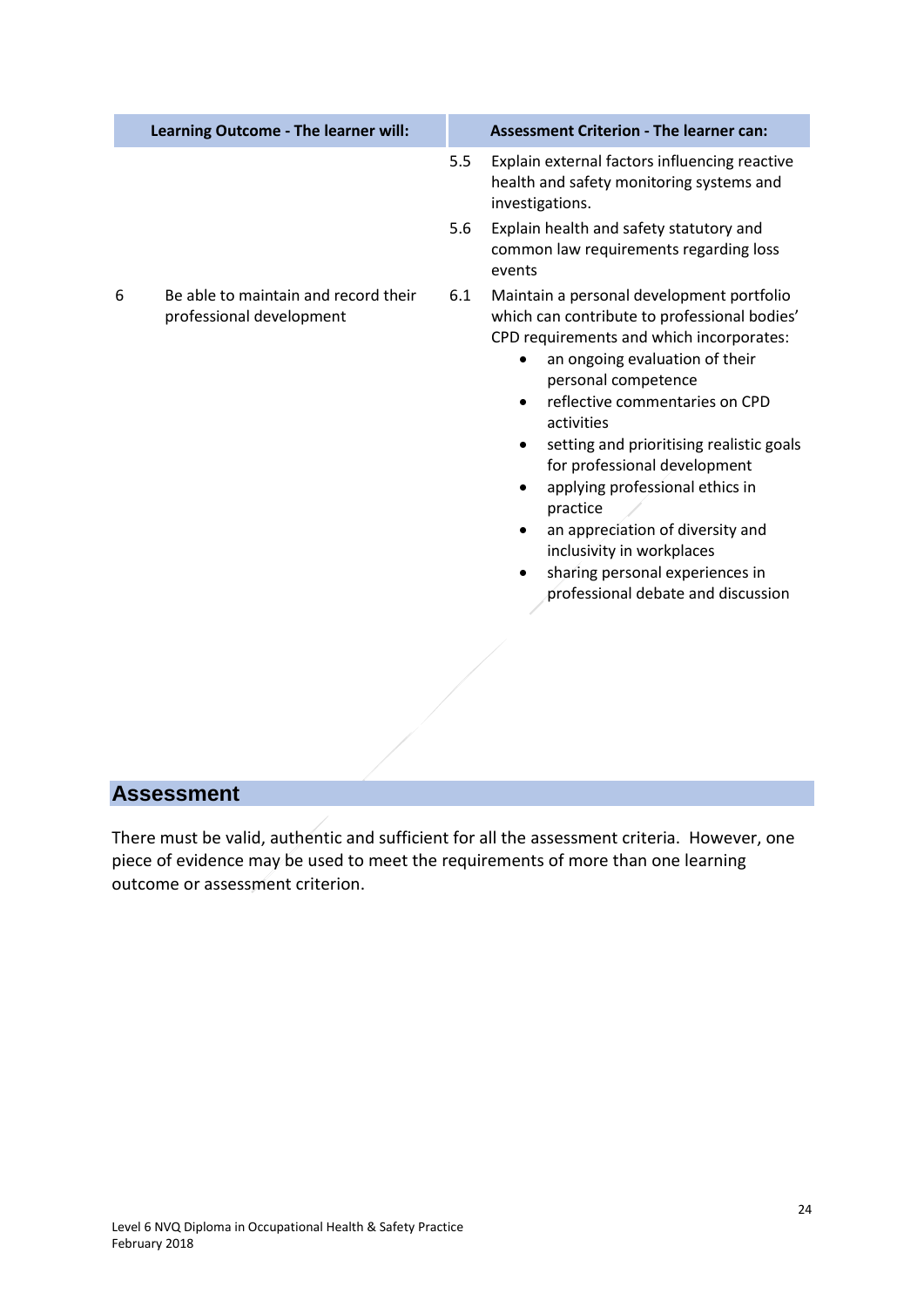| Learning Outcome - The learner will: | | Assessment Criterion - The learner can: | |
|---|---|---|---|
| | | 5.5 | Explain external factors influencing reactive health and safety monitoring systems and investigations. |
| | | 5.6 | Explain health and safety statutory and common law requirements regarding loss events |
| 6 | Be able to maintain and record their professional development | 6.1 | Maintain a personal development portfolio which can contribute to professional bodies' CPD requirements and which incorporates:<br>• an ongoing evaluation of their personal competence<br>• reflective commentaries on CPD activities<br>• setting and prioritising realistic goals for professional development<br>• applying professional ethics in practice<br>• an appreciation of diversity and inclusivity in workplaces<br>• sharing personal experiences in professional debate and discussion |

## Assessment

There must be valid, authentic and sufficient for all the assessment criteria. However, one piece of evidence may be used to meet the requirements of more than one learning outcome or assessment criterion.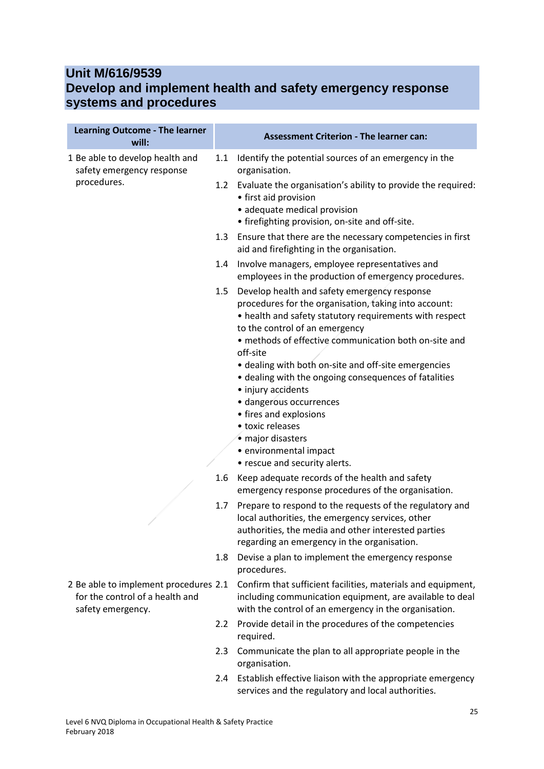# Unit M/616/9539
# Develop and implement health and safety emergency response systems and procedures

| Learning Outcome - The learner will: | Assessment Criterion - The learner can: |
|---|---|
| 1 Be able to develop health and safety emergency response procedures. | 1.1 Identify the potential sources of an emergency in the organisation. |
| | 1.2 Evaluate the organisation's ability to provide the required:<br>• first aid provision<br>• adequate medical provision<br>• firefighting provision, on-site and off-site. |
| | 1.3 Ensure that there are the necessary competencies in first aid and firefighting in the organisation. |
| | 1.4 Involve managers, employee representatives and employees in the production of emergency procedures. |
| | 1.5 Develop health and safety emergency response procedures for the organisation, taking into account:<br>• health and safety statutory requirements with respect to the control of an emergency<br>• methods of effective communication both on-site and off-site<br>• dealing with both on-site and off-site emergencies<br>• dealing with the ongoing consequences of fatalities<br>• injury accidents<br>• dangerous occurrences<br>• fires and explosions<br>• toxic releases<br>• major disasters<br>• environmental impact<br>• rescue and security alerts. |
| | 1.6 Keep adequate records of the health and safety emergency response procedures of the organisation. |
| | 1.7 Prepare to respond to the requests of the regulatory and local authorities, the emergency services, other authorities, the media and other interested parties regarding an emergency in the organisation. |
| | 1.8 Devise a plan to implement the emergency response procedures. |
| 2 Be able to implement procedures for the control of a health and safety emergency. | 2.1 Confirm that sufficient facilities, materials and equipment, including communication equipment, are available to deal with the control of an emergency in the organisation. |
| | 2.2 Provide detail in the procedures of the competencies required. |
| | 2.3 Communicate the plan to all appropriate people in the organisation. |
| | 2.4 Establish effective liaison with the appropriate emergency services and the regulatory and local authorities. |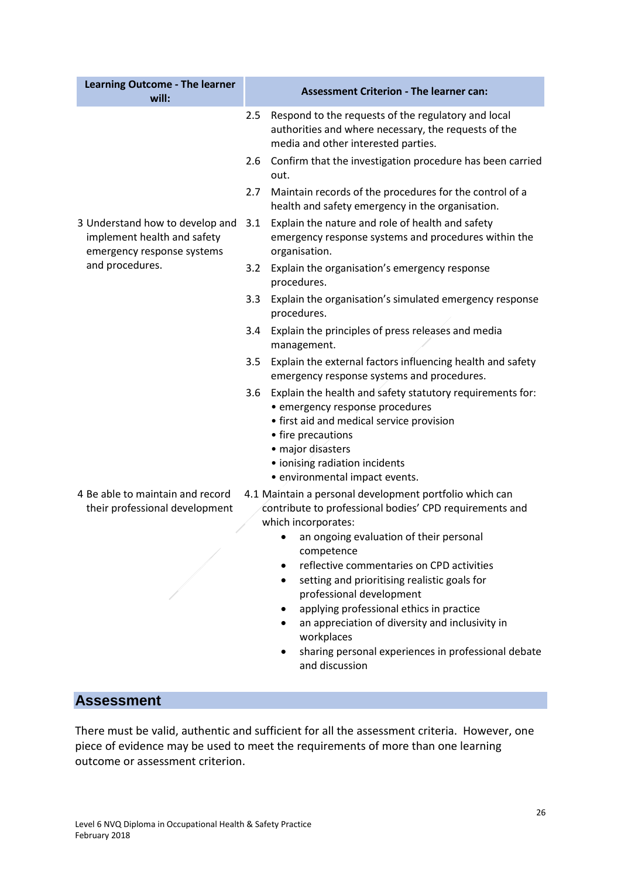| Learning Outcome - The learner will: | Assessment Criterion - The learner can: |
|---|---|
| | 2.5 Respond to the requests of the regulatory and local authorities and where necessary, the requests of the media and other interested parties. |
| | 2.6 Confirm that the investigation procedure has been carried out. |
| | 2.7 Maintain records of the procedures for the control of a health and safety emergency in the organisation. |
| 3 Understand how to develop and implement health and safety emergency response systems and procedures. | 3.1 Explain the nature and role of health and safety emergency response systems and procedures within the organisation. |
| | 3.2 Explain the organisation's emergency response procedures. |
| | 3.3 Explain the organisation's simulated emergency response procedures. |
| | 3.4 Explain the principles of press releases and media management. |
| | 3.5 Explain the external factors influencing health and safety emergency response systems and procedures. |
| | 3.6 Explain the health and safety statutory requirements for:<br>• emergency response procedures<br>• first aid and medical service provision<br>• fire precautions<br>• major disasters<br>• ionising radiation incidents<br>• environmental impact events. |
| 4 Be able to maintain and record their professional development | 4.1 Maintain a personal development portfolio which can contribute to professional bodies' CPD requirements and which incorporates:<br>• an ongoing evaluation of their personal competence<br>• reflective commentaries on CPD activities<br>• setting and prioritising realistic goals for professional development<br>• applying professional ethics in practice<br>• an appreciation of diversity and inclusivity in workplaces<br>• sharing personal experiences in professional debate and discussion |

## Assessment

There must be valid, authentic and sufficient for all the assessment criteria. However, one piece of evidence may be used to meet the requirements of more than one learning outcome or assessment criterion.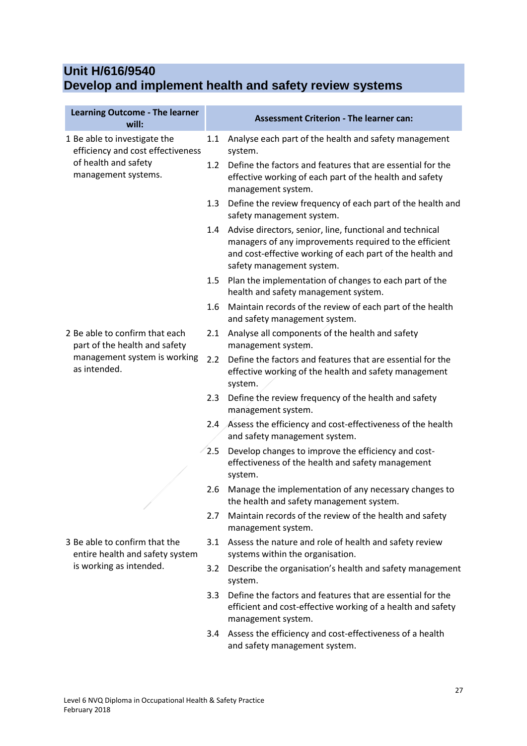## Unit H/616/9540
## Develop and implement health and safety review systems

| Learning Outcome - The learner will: | Assessment Criterion - The learner can: |
|---|---|
| 1 Be able to investigate the efficiency and cost effectiveness of health and safety management systems. | 1.1 Analyse each part of the health and safety management system. |
| | 1.2 Define the factors and features that are essential for the effective working of each part of the health and safety management system. |
| | 1.3 Define the review frequency of each part of the health and safety management system. |
| | 1.4 Advise directors, senior, line, functional and technical managers of any improvements required to the efficient and cost-effective working of each part of the health and safety management system. |
| | 1.5 Plan the implementation of changes to each part of the health and safety management system. |
| | 1.6 Maintain records of the review of each part of the health and safety management system. |
| 2 Be able to confirm that each part of the health and safety management system is working as intended. | 2.1 Analyse all components of the health and safety management system. |
| | 2.2 Define the factors and features that are essential for the effective working of the health and safety management system. |
| | 2.3 Define the review frequency of the health and safety management system. |
| | 2.4 Assess the efficiency and cost-effectiveness of the health and safety management system. |
| | 2.5 Develop changes to improve the efficiency and cost-effectiveness of the health and safety management system. |
| | 2.6 Manage the implementation of any necessary changes to the health and safety management system. |
| | 2.7 Maintain records of the review of the health and safety management system. |
| 3 Be able to confirm that the entire health and safety system is working as intended. | 3.1 Assess the nature and role of health and safety review systems within the organisation. |
| | 3.2 Describe the organisation's health and safety management system. |
| | 3.3 Define the factors and features that are essential for the efficient and cost-effective working of a health and safety management system. |
| | 3.4 Assess the efficiency and cost-effectiveness of a health and safety management system. |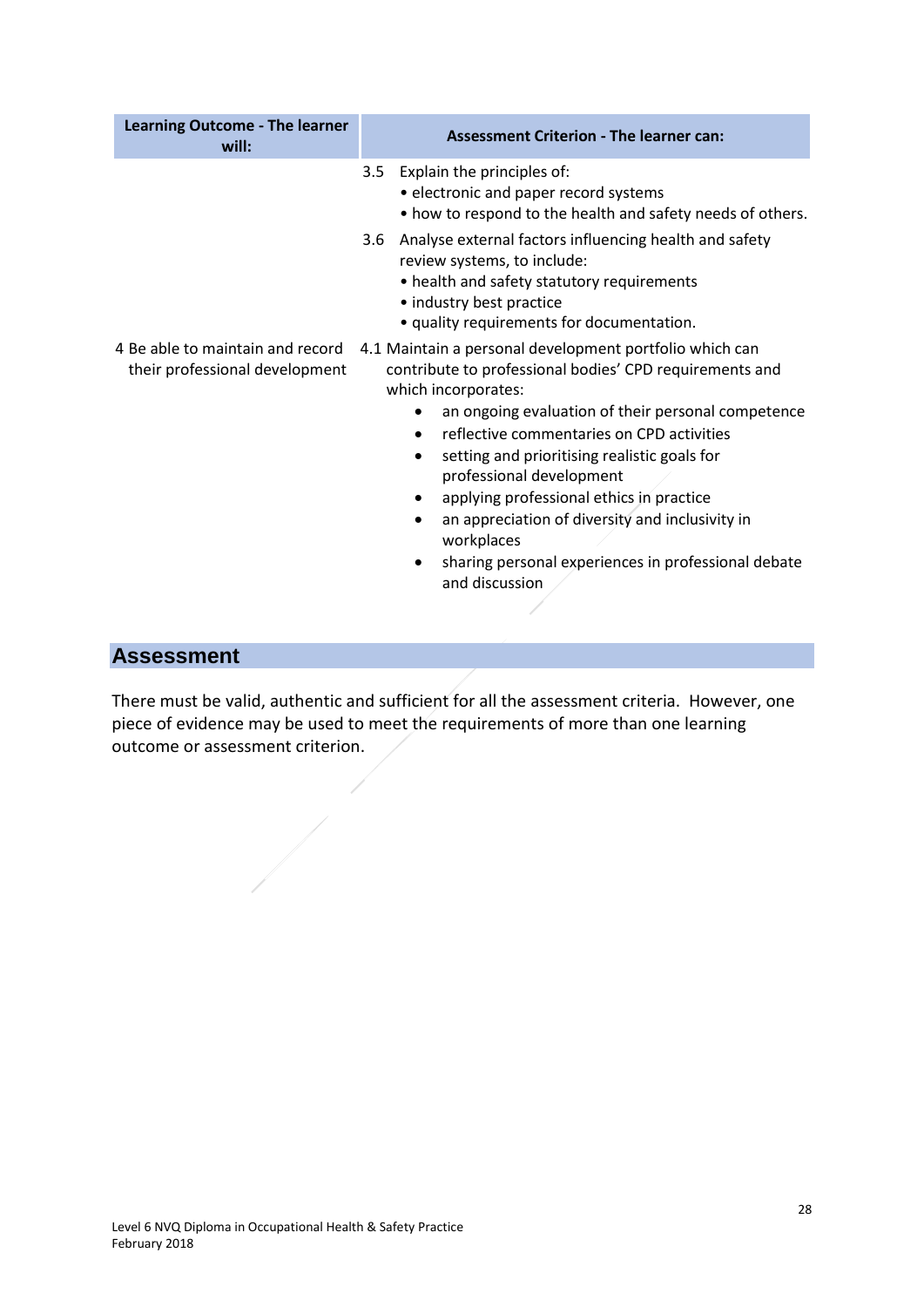| Learning Outcome - The learner will: | Assessment Criterion - The learner can: |
|---|---|
| | 3.5 Explain the principles of:<br>• electronic and paper record systems<br>• how to respond to the health and safety needs of others. |
| | 3.6 Analyse external factors influencing health and safety review systems, to include:<br>• health and safety statutory requirements<br>• industry best practice<br>• quality requirements for documentation. |
| 4 Be able to maintain and record their professional development | 4.1 Maintain a personal development portfolio which can contribute to professional bodies' CPD requirements and which incorporates:<br>• an ongoing evaluation of their personal competence<br>• reflective commentaries on CPD activities<br>• setting and prioritising realistic goals for professional development<br>• applying professional ethics in practice<br>• an appreciation of diversity and inclusivity in workplaces<br>• sharing personal experiences in professional debate and discussion |

## Assessment

There must be valid, authentic and sufficient for all the assessment criteria. However, one piece of evidence may be used to meet the requirements of more than one learning outcome or assessment criterion.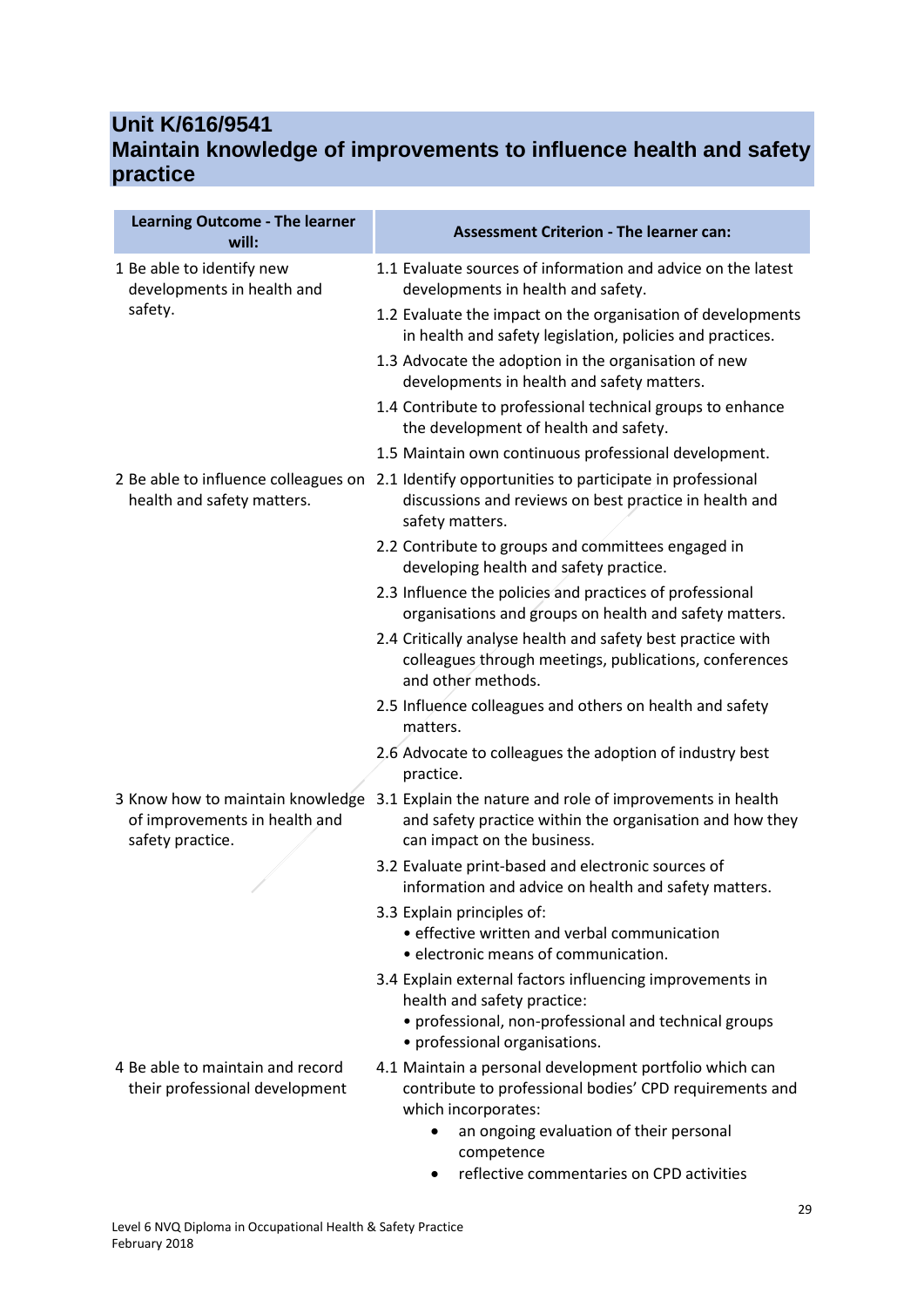## Unit K/616/9541
## Maintain knowledge of improvements to influence health and safety practice

| Learning Outcome - The learner will: | Assessment Criterion - The learner can: |
|---|---|
| 1 Be able to identify new developments in health and safety. | 1.1 Evaluate sources of information and advice on the latest developments in health and safety.<br>1.2 Evaluate the impact on the organisation of developments in health and safety legislation, policies and practices.<br>1.3 Advocate the adoption in the organisation of new developments in health and safety matters.<br>1.4 Contribute to professional technical groups to enhance the development of health and safety.<br>1.5 Maintain own continuous professional development. |
| 2 Be able to influence colleagues on health and safety matters. | 2.1 Identify opportunities to participate in professional discussions and reviews on best practice in health and safety matters.<br>2.2 Contribute to groups and committees engaged in developing health and safety practice.<br>2.3 Influence the policies and practices of professional organisations and groups on health and safety matters.<br>2.4 Critically analyse health and safety best practice with colleagues through meetings, publications, conferences and other methods.<br>2.5 Influence colleagues and others on health and safety matters.<br>2.6 Advocate to colleagues the adoption of industry best practice. |
| 3 Know how to maintain knowledge of improvements in health and safety practice. | 3.1 Explain the nature and role of improvements in health and safety practice within the organisation and how they can impact on the business.<br>3.2 Evaluate print-based and electronic sources of information and advice on health and safety matters.<br>3.3 Explain principles of:<br>• effective written and verbal communication<br>• electronic means of communication.<br>3.4 Explain external factors influencing improvements in health and safety practice:<br>• professional, non-professional and technical groups<br>• professional organisations. |
| 4 Be able to maintain and record their professional development | 4.1 Maintain a personal development portfolio which can contribute to professional bodies' CPD requirements and which incorporates:<br>• an ongoing evaluation of their personal competence<br>• reflective commentaries on CPD activities |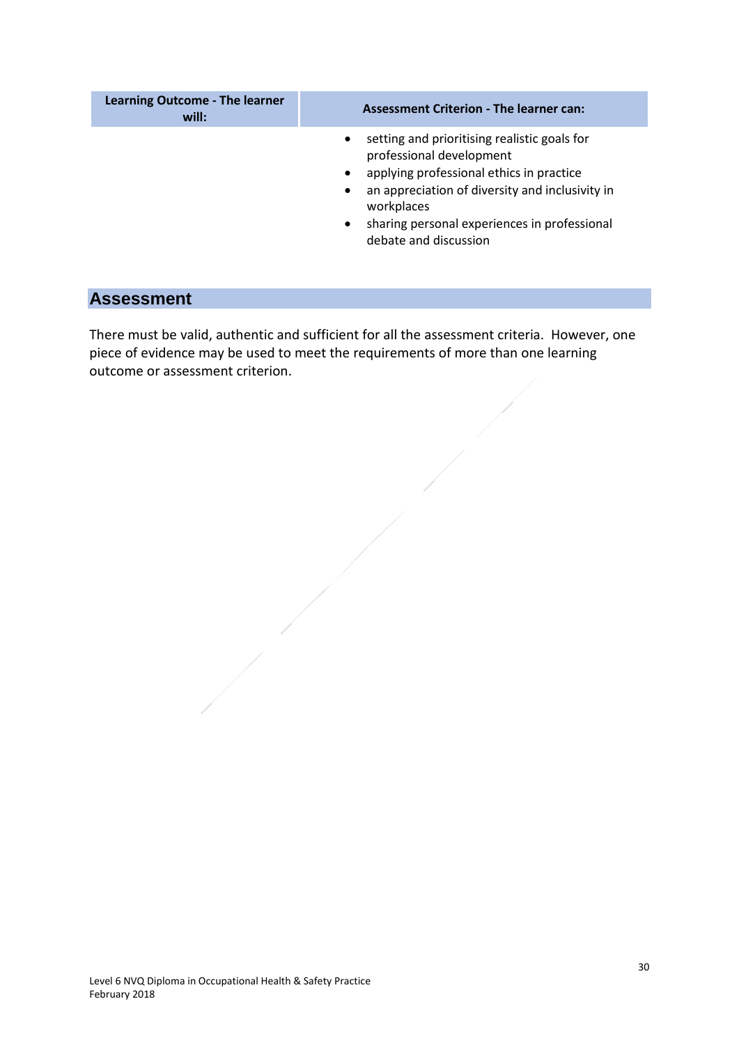| Learning Outcome - The learner will: | Assessment Criterion - The learner can: |
|---|---|
| | • setting and prioritising realistic goals for professional development<br>• applying professional ethics in practice<br>• an appreciation of diversity and inclusivity in workplaces<br>• sharing personal experiences in professional debate and discussion |

## Assessment

There must be valid, authentic and sufficient for all the assessment criteria. However, one piece of evidence may be used to meet the requirements of more than one learning outcome or assessment criterion.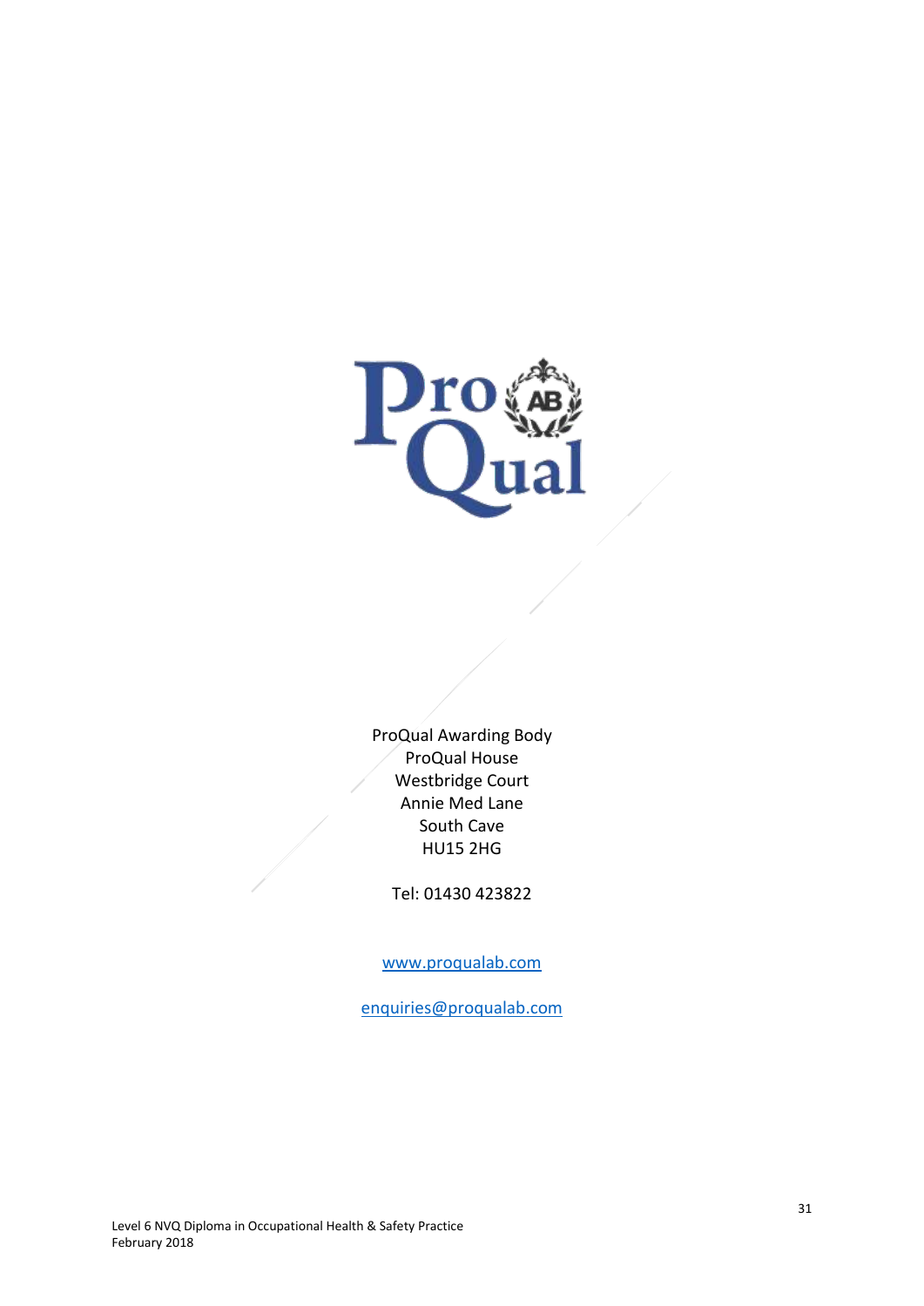ProQual Awarding Body
ProQual House
Westbridge Court
Annie Med Lane
South Cave
HU15 2HG

Tel: 01430 423822

www.proqualab.com

enquiries@proqualab.com